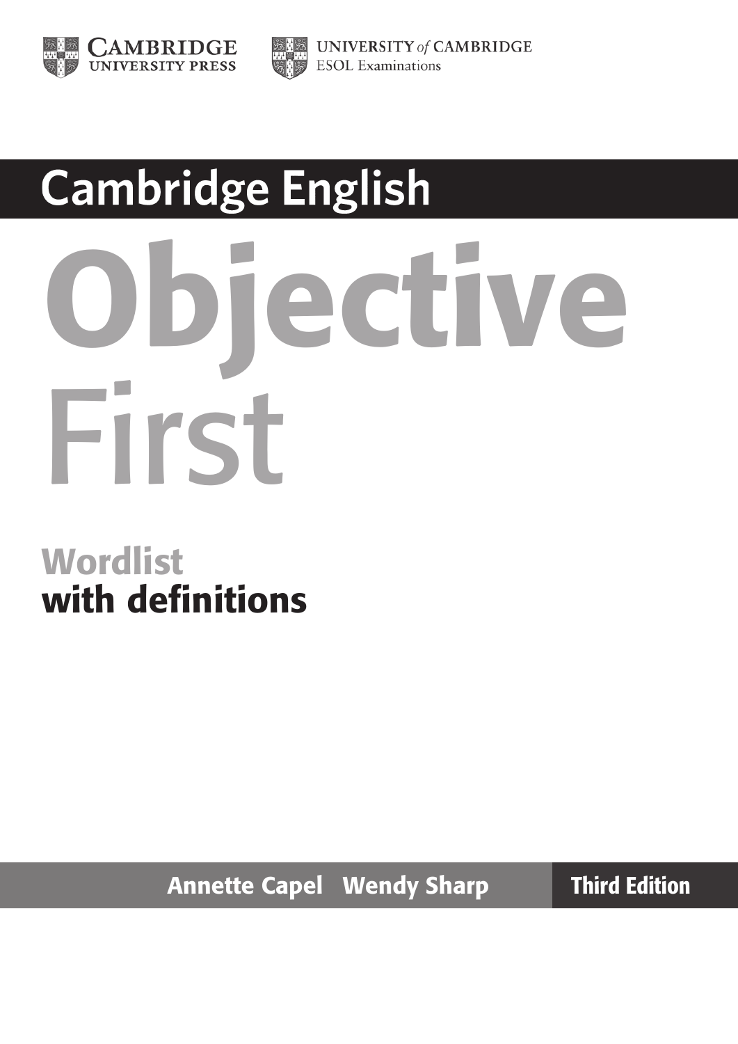CAMBRIDGE
UNIVERSITY PRESS

UNIVERSITY *of* CAMBRIDGE
ESOL Examinations

# Cambridge English

# Objective First

## Wordlist
## with definitions

Annette Capel   Wendy Sharp

**Third Edition**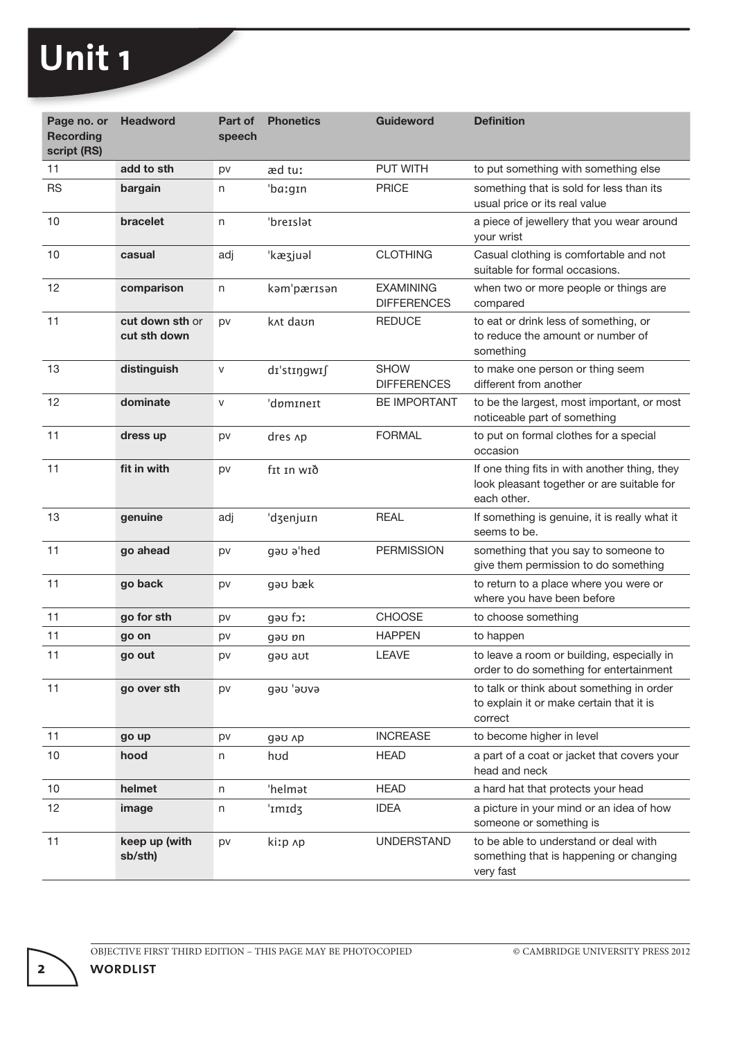# Unit 1

| Page no. or Recording script (RS) | Headword | Part of speech | Phonetics | Guideword | Definition |
|---|---|---|---|---|---|
| 11 | **add to sth** | pv | æd tuː | PUT WITH | to put something with something else |
| RS | **bargain** | n | ˈbɑːɡɪn | PRICE | something that is sold for less than its usual price or its real value |
| 10 | **bracelet** | n | ˈbreɪslət | | a piece of jewellery that you wear around your wrist |
| 10 | **casual** | adj | ˈkæʒjuəl | CLOTHING | Casual clothing is comfortable and not suitable for formal occasions. |
| 12 | **comparison** | n | kəmˈpærɪsən | EXAMINING DIFFERENCES | when two or more people or things are compared |
| 11 | **cut down sth** or **cut sth down** | pv | kʌt daʊn | REDUCE | to eat or drink less of something, or to reduce the amount or number of something |
| 13 | **distinguish** | v | dɪˈstɪŋɡwɪʃ | SHOW DIFFERENCES | to make one person or thing seem different from another |
| 12 | **dominate** | v | ˈdɒmɪneɪt | BE IMPORTANT | to be the largest, most important, or most noticeable part of something |
| 11 | **dress up** | pv | dres ʌp | FORMAL | to put on formal clothes for a special occasion |
| 11 | **fit in with** | pv | fɪt ɪn wɪð | | If one thing fits in with another thing, they look pleasant together or are suitable for each other. |
| 13 | **genuine** | adj | ˈdʒenjuɪn | REAL | If something is genuine, it is really what it seems to be. |
| 11 | **go ahead** | pv | ɡəʊ əˈhed | PERMISSION | something that you say to someone to give them permission to do something |
| 11 | **go back** | pv | ɡəʊ bæk | | to return to a place where you were or where you have been before |
| 11 | **go for sth** | pv | ɡəʊ fɔː | CHOOSE | to choose something |
| 11 | **go on** | pv | ɡəʊ ɒn | HAPPEN | to happen |
| 11 | **go out** | pv | ɡəʊ aʊt | LEAVE | to leave a room or building, especially in order to do something for entertainment |
| 11 | **go over sth** | pv | ɡəʊ ˈəʊvə | | to talk or think about something in order to explain it or make certain that it is correct |
| 11 | **go up** | pv | ɡəʊ ʌp | INCREASE | to become higher in level |
| 10 | **hood** | n | hʊd | HEAD | a part of a coat or jacket that covers your head and neck |
| 10 | **helmet** | n | ˈhelmət | HEAD | a hard hat that protects your head |
| 12 | **image** | n | ˈɪmɪdʒ | IDEA | a picture in your mind or an idea of how someone or something is |
| 11 | **keep up (with sb/sth)** | pv | kiːp ʌp | UNDERSTAND | to be able to understand or deal with something that is happening or changing very fast |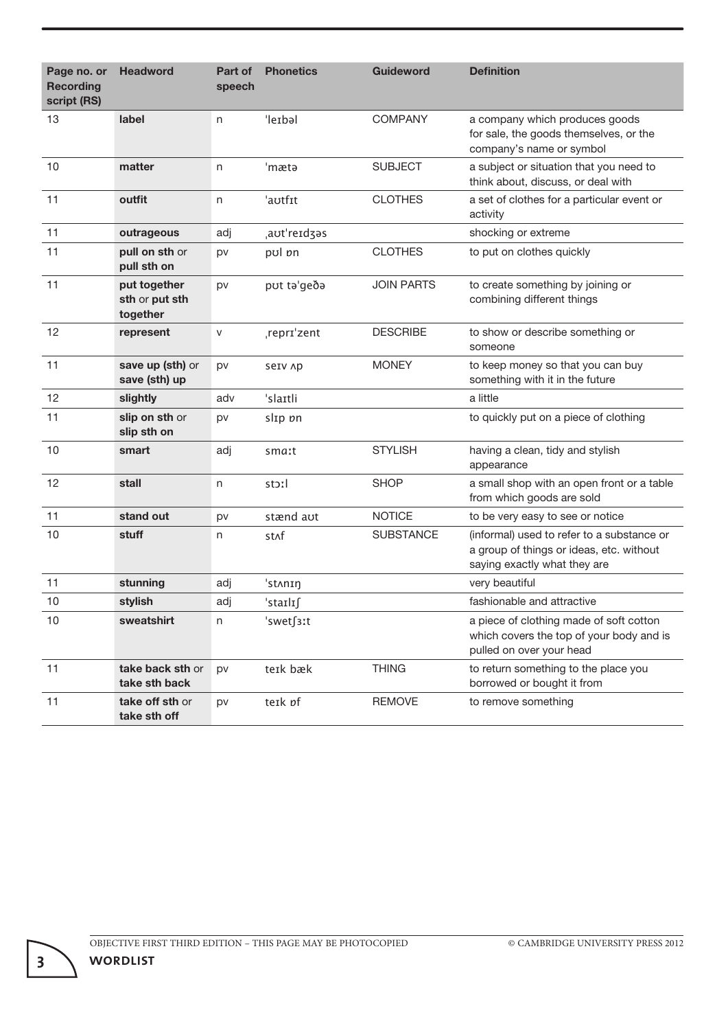| Page no. or Recording script (RS) | Headword | Part of speech | Phonetics | Guideword | Definition |
|---|---|---|---|---|---|
| 13 | **label** | n | ˈleɪbəl | COMPANY | a company which produces goods for sale, the goods themselves, or the company's name or symbol |
| 10 | **matter** | n | ˈmætə | SUBJECT | a subject or situation that you need to think about, discuss, or deal with |
| 11 | **outfit** | n | ˈaʊtfɪt | CLOTHES | a set of clothes for a particular event or activity |
| 11 | **outrageous** | adj | ˌaʊtˈreɪdʒəs | | shocking or extreme |
| 11 | **pull on sth** or **pull sth on** | pv | pʊl ɒn | CLOTHES | to put on clothes quickly |
| 11 | **put together sth** or **put sth together** | pv | pʊt təˈgeðə | JOIN PARTS | to create something by joining or combining different things |
| 12 | **represent** | v | ˌreprɪˈzent | DESCRIBE | to show or describe something or someone |
| 11 | **save up (sth)** or **save (sth) up** | pv | seɪv ʌp | MONEY | to keep money so that you can buy something with it in the future |
| 12 | **slightly** | adv | ˈslaɪtli | | a little |
| 11 | **slip on sth** or **slip sth on** | pv | slɪp ɒn | | to quickly put on a piece of clothing |
| 10 | **smart** | adj | smɑːt | STYLISH | having a clean, tidy and stylish appearance |
| 12 | **stall** | n | stɔːl | SHOP | a small shop with an open front or a table from which goods are sold |
| 11 | **stand out** | pv | stænd aʊt | NOTICE | to be very easy to see or notice |
| 10 | **stuff** | n | stʌf | SUBSTANCE | (informal) used to refer to a substance or a group of things or ideas, etc. without saying exactly what they are |
| 11 | **stunning** | adj | ˈstʌnɪŋ | | very beautiful |
| 10 | **stylish** | adj | ˈstaɪlɪʃ | | fashionable and attractive |
| 10 | **sweatshirt** | n | ˈswetʃɜːt | | a piece of clothing made of soft cotton which covers the top of your body and is pulled on over your head |
| 11 | **take back sth** or **take sth back** | pv | teɪk bæk | THING | to return something to the place you borrowed or bought it from |
| 11 | **take off sth** or **take sth off** | pv | teɪk ɒf | REMOVE | to remove something |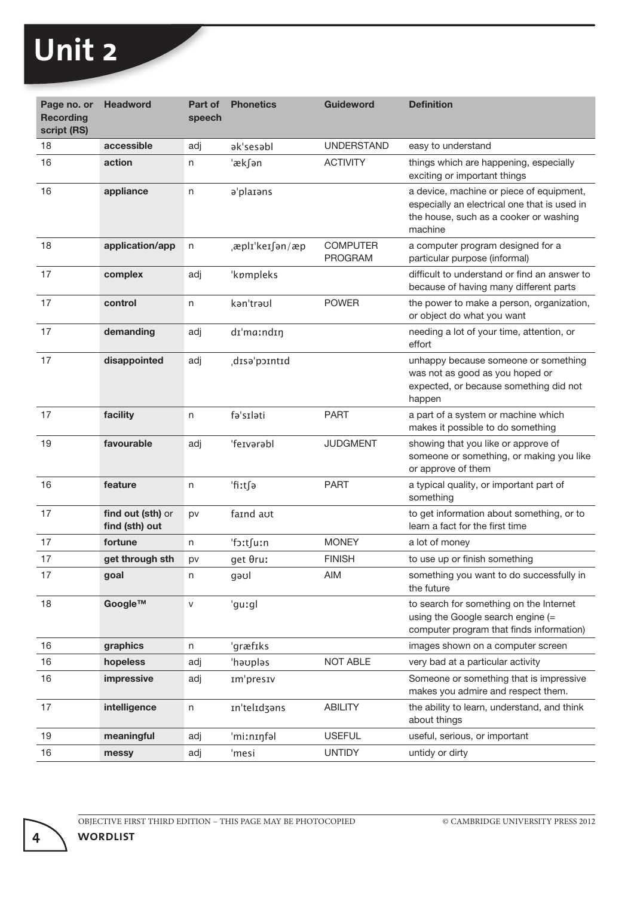# Unit 2

| Page no. or Recording script (RS) | Headword | Part of speech | Phonetics | Guideword | Definition |
|---|---|---|---|---|---|
| 18 | **accessible** | adj | ək'sesəbl | UNDERSTAND | easy to understand |
| 16 | **action** | n | 'ækʃən | ACTIVITY | things which are happening, especially exciting or important things |
| 16 | **appliance** | n | ə'plaɪəns | | a device, machine or piece of equipment, especially an electrical one that is used in the house, such as a cooker or washing machine |
| 18 | **application/app** | n | ˌæplɪ'keɪʃən/æp | COMPUTER PROGRAM | a computer program designed for a particular purpose (informal) |
| 17 | **complex** | adj | 'kɒmpleks | | difficult to understand or find an answer to because of having many different parts |
| 17 | **control** | n | kən'trəʊl | POWER | the power to make a person, organization, or object do what you want |
| 17 | **demanding** | adj | dɪ'mɑːndɪŋ | | needing a lot of your time, attention, or effort |
| 17 | **disappointed** | adj | ˌdɪsə'pɔɪntɪd | | unhappy because someone or something was not as good as you hoped or expected, or because something did not happen |
| 17 | **facility** | n | fə'sɪləti | PART | a part of a system or machine which makes it possible to do something |
| 19 | **favourable** | adj | 'feɪvərəbl | JUDGMENT | showing that you like or approve of someone or something, or making you like or approve of them |
| 16 | **feature** | n | 'fiːtʃə | PART | a typical quality, or important part of something |
| 17 | **find out (sth)** or **find (sth) out** | pv | faɪnd aʊt | | to get information about something, or to learn a fact for the first time |
| 17 | **fortune** | n | 'fɔːtʃuːn | MONEY | a lot of money |
| 17 | **get through sth** | pv | get θruː | FINISH | to use up or finish something |
| 17 | **goal** | n | gəʊl | AIM | something you want to do successfully in the future |
| 18 | **Google™** | v | 'guːgl | | to search for something on the Internet using the Google search engine (= computer program that finds information) |
| 16 | **graphics** | n | 'græfɪks | | images shown on a computer screen |
| 16 | **hopeless** | adj | 'həʊpləs | NOT ABLE | very bad at a particular activity |
| 16 | **impressive** | adj | ɪm'presɪv | | Someone or something that is impressive makes you admire and respect them. |
| 17 | **intelligence** | n | ɪn'telɪdʒəns | ABILITY | the ability to learn, understand, and think about things |
| 19 | **meaningful** | adj | 'miːnɪŋfəl | USEFUL | useful, serious, or important |
| 16 | **messy** | adj | 'mesi | UNTIDY | untidy or dirty |

OBJECTIVE FIRST THIRD EDITION – THIS PAGE MAY BE PHOTOCOPIED © CAMBRIDGE UNIVERSITY PRESS 2012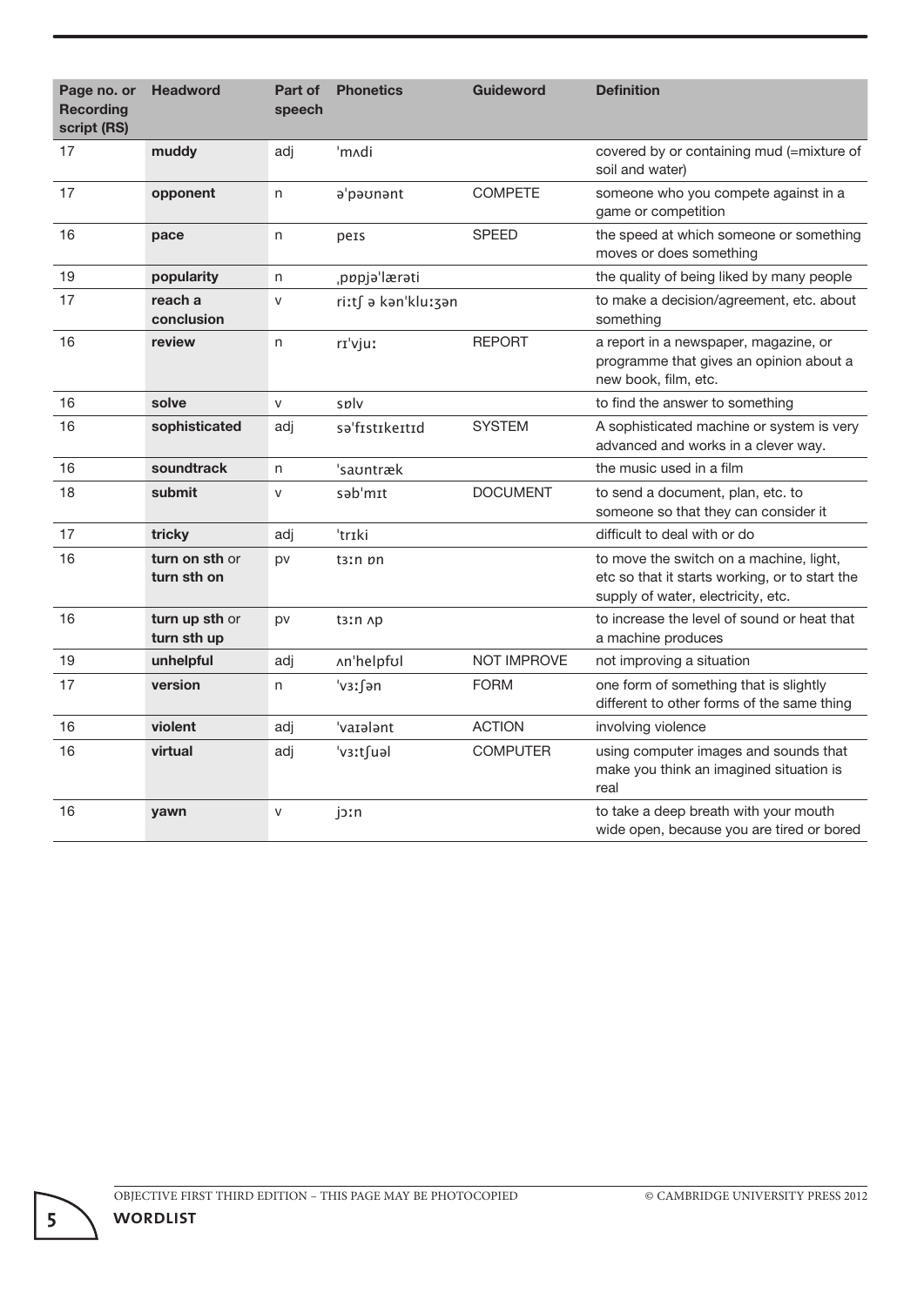| Page no. or Recording script (RS) | Headword | Part of speech | Phonetics | Guideword | Definition |
|---|---|---|---|---|---|
| 17 | **muddy** | adj | ˈmʌdi | | covered by or containing mud (=mixture of soil and water) |
| 17 | **opponent** | n | əˈpəʊnənt | COMPETE | someone who you compete against in a game or competition |
| 16 | **pace** | n | peɪs | SPEED | the speed at which someone or something moves or does something |
| 19 | **popularity** | n | ˌpɒpjəˈlærəti | | the quality of being liked by many people |
| 17 | **reach a conclusion** | v | riːtʃ ə kənˈkluːʒən | | to make a decision/agreement, etc. about something |
| 16 | **review** | n | rɪˈvjuː | REPORT | a report in a newspaper, magazine, or programme that gives an opinion about a new book, film, etc. |
| 16 | **solve** | v | sɒlv | | to find the answer to something |
| 16 | **sophisticated** | adj | səˈfɪstɪkeɪtɪd | SYSTEM | A sophisticated machine or system is very advanced and works in a clever way. |
| 16 | **soundtrack** | n | ˈsaʊntræk | | the music used in a film |
| 18 | **submit** | v | səbˈmɪt | DOCUMENT | to send a document, plan, etc. to someone so that they can consider it |
| 17 | **tricky** | adj | ˈtrɪki | | difficult to deal with or do |
| 16 | **turn on sth** or **turn sth on** | pv | tɜːn ɒn | | to move the switch on a machine, light, etc so that it starts working, or to start the supply of water, electricity, etc. |
| 16 | **turn up sth** or **turn sth up** | pv | tɜːn ʌp | | to increase the level of sound or heat that a machine produces |
| 19 | **unhelpful** | adj | ʌnˈhelpfʊl | NOT IMPROVE | not improving a situation |
| 17 | **version** | n | ˈvɜːʃən | FORM | one form of something that is slightly different to other forms of the same thing |
| 16 | **violent** | adj | ˈvaɪələnt | ACTION | involving violence |
| 16 | **virtual** | adj | ˈvɜːtʃuəl | COMPUTER | using computer images and sounds that make you think an imagined situation is real |
| 16 | **yawn** | v | jɔːn | | to take a deep breath with your mouth wide open, because you are tired or bored |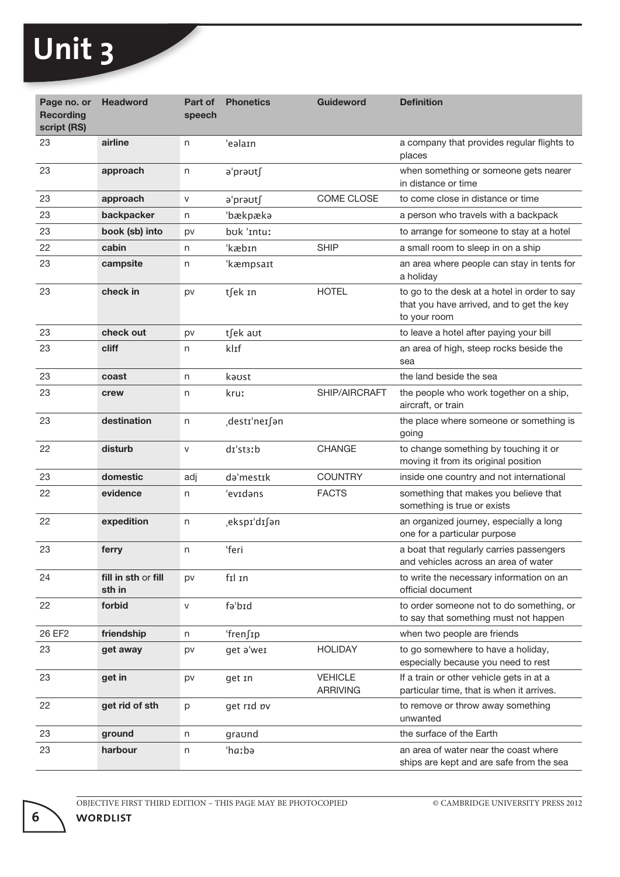# Unit 3

| Page no. or Recording script (RS) | Headword | Part of speech | Phonetics | Guideword | Definition |
|---|---|---|---|---|---|
| 23 | **airline** | n | ˈeəlaɪn | | a company that provides regular flights to places |
| 23 | **approach** | n | əˈprəʊtʃ | | when something or someone gets nearer in distance or time |
| 23 | **approach** | v | əˈprəʊtʃ | COME CLOSE | to come close in distance or time |
| 23 | **backpacker** | n | ˈbækpækə | | a person who travels with a backpack |
| 23 | **book (sb) into** | pv | bʊk ˈɪntuː | | to arrange for someone to stay at a hotel |
| 22 | **cabin** | n | ˈkæbɪn | SHIP | a small room to sleep in on a ship |
| 23 | **campsite** | n | ˈkæmpsaɪt | | an area where people can stay in tents for a holiday |
| 23 | **check in** | pv | tʃek ɪn | HOTEL | to go to the desk at a hotel in order to say that you have arrived, and to get the key to your room |
| 23 | **check out** | pv | tʃek aʊt | | to leave a hotel after paying your bill |
| 23 | **cliff** | n | klɪf | | an area of high, steep rocks beside the sea |
| 23 | **coast** | n | kəʊst | | the land beside the sea |
| 23 | **crew** | n | kruː | SHIP/AIRCRAFT | the people who work together on a ship, aircraft, or train |
| 23 | **destination** | n | ˌdestɪˈneɪʃən | | the place where someone or something is going |
| 22 | **disturb** | v | dɪˈstɜːb | CHANGE | to change something by touching it or moving it from its original position |
| 23 | **domestic** | adj | dəˈmestɪk | COUNTRY | inside one country and not international |
| 22 | **evidence** | n | ˈevɪdəns | FACTS | something that makes you believe that something is true or exists |
| 22 | **expedition** | n | ˌekspɪˈdɪʃən | | an organized journey, especially a long one for a particular purpose |
| 23 | **ferry** | n | ˈferi | | a boat that regularly carries passengers and vehicles across an area of water |
| 24 | **fill in sth** or **fill sth in** | pv | fɪl ɪn | | to write the necessary information on an official document |
| 22 | **forbid** | v | fəˈbɪd | | to order someone not to do something, or to say that something must not happen |
| 26 EF2 | **friendship** | n | ˈfrenʃɪp | | when two people are friends |
| 23 | **get away** | pv | get əˈweɪ | HOLIDAY | to go somewhere to have a holiday, especially because you need to rest |
| 23 | **get in** | pv | get ɪn | VEHICLE ARRIVING | If a train or other vehicle gets in at a particular time, that is when it arrives. |
| 22 | **get rid of sth** | p | get rɪd ɒv | | to remove or throw away something unwanted |
| 23 | **ground** | n | graʊnd | | the surface of the Earth |
| 23 | **harbour** | n | ˈhɑːbə | | an area of water near the coast where ships are kept and are safe from the sea |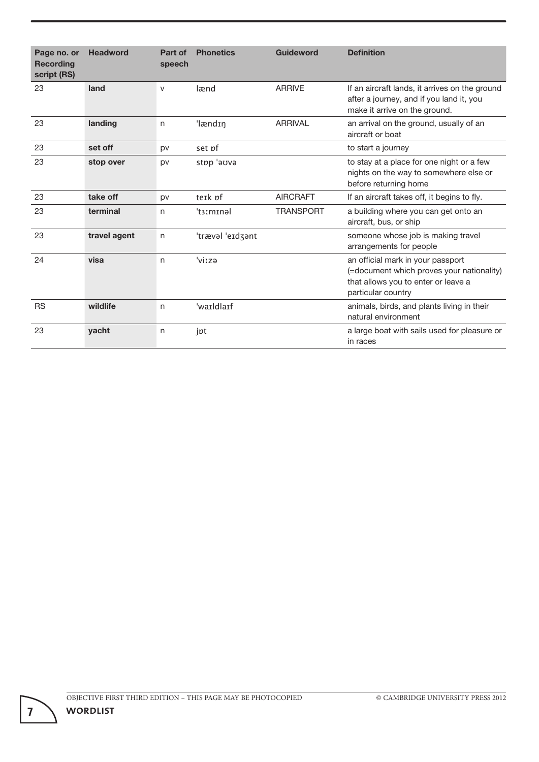| Page no. or Recording script (RS) | Headword | Part of speech | Phonetics | Guideword | Definition |
|---|---|---|---|---|---|
| 23 | **land** | v | lænd | ARRIVE | If an aircraft lands, it arrives on the ground after a journey, and if you land it, you make it arrive on the ground. |
| 23 | **landing** | n | ˈlændɪŋ | ARRIVAL | an arrival on the ground, usually of an aircraft or boat |
| 23 | **set off** | pv | set ɒf | | to start a journey |
| 23 | **stop over** | pv | stɒp ˈəʊvə | | to stay at a place for one night or a few nights on the way to somewhere else or before returning home |
| 23 | **take off** | pv | teɪk ɒf | AIRCRAFT | If an aircraft takes off, it begins to fly. |
| 23 | **terminal** | n | ˈtɜːmɪnəl | TRANSPORT | a building where you can get onto an aircraft, bus, or ship |
| 23 | **travel agent** | n | ˈtrævəl ˈeɪdʒənt | | someone whose job is making travel arrangements for people |
| 24 | **visa** | n | ˈviːzə | | an official mark in your passport (=document which proves your nationality) that allows you to enter or leave a particular country |
| RS | **wildlife** | n | ˈwaɪldlaɪf | | animals, birds, and plants living in their natural environment |
| 23 | **yacht** | n | jɒt | | a large boat with sails used for pleasure or in races |

OBJECTIVE FIRST THIRD EDITION – THIS PAGE MAY BE PHOTOCOPIED © CAMBRIDGE UNIVERSITY PRESS 2012

**WORDLIST**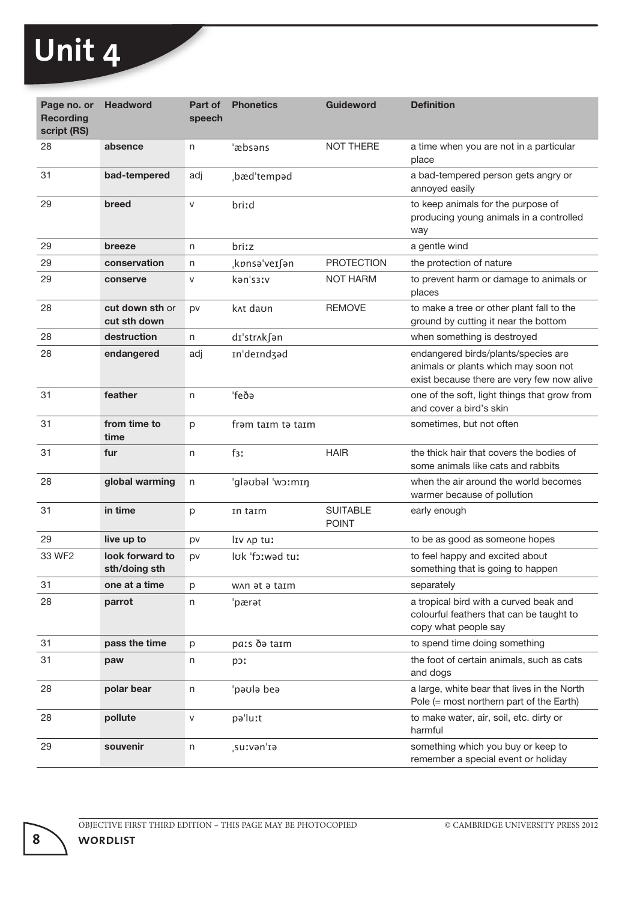# Unit 4

| Page no. or Recording script (RS) | Headword | Part of speech | Phonetics | Guideword | Definition |
|---|---|---|---|---|---|
| 28 | **absence** | n | ˈæbsəns | NOT THERE | a time when you are not in a particular place |
| 31 | **bad-tempered** | adj | ˌbædˈtempəd | | a bad-tempered person gets angry or annoyed easily |
| 29 | **breed** | v | briːd | | to keep animals for the purpose of producing young animals in a controlled way |
| 29 | **breeze** | n | briːz | | a gentle wind |
| 29 | **conservation** | n | ˌkɒnsəˈveɪʃən | PROTECTION | the protection of nature |
| 29 | **conserve** | v | kənˈsɜːv | NOT HARM | to prevent harm or damage to animals or places |
| 28 | **cut down sth** or **cut sth down** | pv | kʌt daʊn | REMOVE | to make a tree or other plant fall to the ground by cutting it near the bottom |
| 28 | **destruction** | n | dɪˈstrʌkʃən | | when something is destroyed |
| 28 | **endangered** | adj | ɪnˈdeɪndʒəd | | endangered birds/plants/species are animals or plants which may soon not exist because there are very few now alive |
| 31 | **feather** | n | ˈfeðə | | one of the soft, light things that grow from and cover a bird's skin |
| 31 | **from time to time** | p | frəm taɪm tə taɪm | | sometimes, but not often |
| 31 | **fur** | n | fɜː | HAIR | the thick hair that covers the bodies of some animals like cats and rabbits |
| 28 | **global warming** | n | ˈgləʊbəl ˈwɔːmɪŋ | | when the air around the world becomes warmer because of pollution |
| 31 | **in time** | p | ɪn taɪm | SUITABLE POINT | early enough |
| 29 | **live up to** | pv | lɪv ʌp tuː | | to be as good as someone hopes |
| 33 WF2 | **look forward to sth/doing sth** | pv | lʊk ˈfɔːwəd tuː | | to feel happy and excited about something that is going to happen |
| 31 | **one at a time** | p | wʌn ət ə taɪm | | separately |
| 28 | **parrot** | n | ˈpærət | | a tropical bird with a curved beak and colourful feathers that can be taught to copy what people say |
| 31 | **pass the time** | p | pɑːs ðə taɪm | | to spend time doing something |
| 31 | **paw** | n | pɔː | | the foot of certain animals, such as cats and dogs |
| 28 | **polar bear** | n | ˈpəʊlə beə | | a large, white bear that lives in the North Pole (= most northern part of the Earth) |
| 28 | **pollute** | v | pəˈluːt | | to make water, air, soil, etc. dirty or harmful |
| 29 | **souvenir** | n | ˌsuːvənˈɪə | | something which you buy or keep to remember a special event or holiday |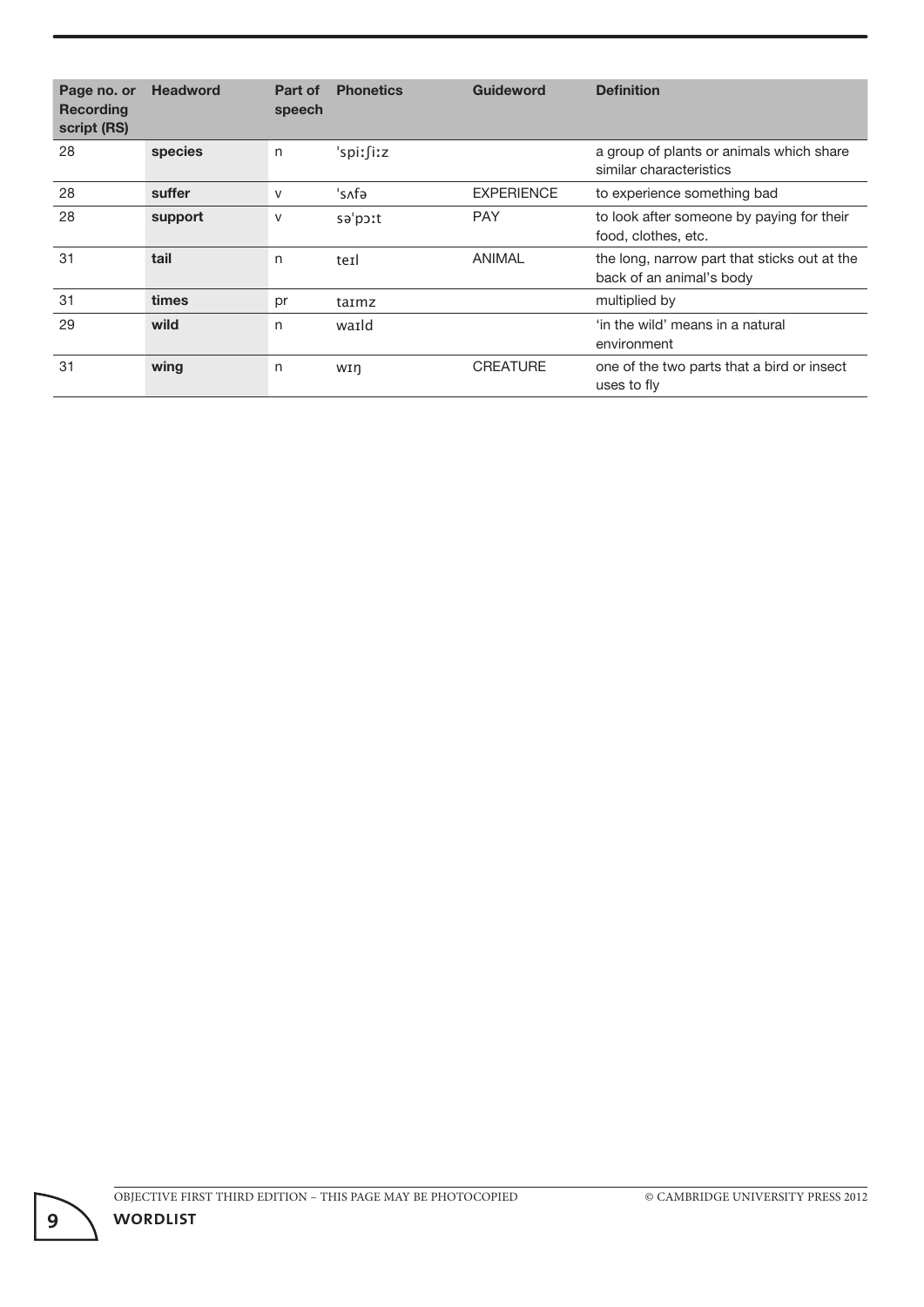| Page no. or Recording script (RS) | Headword | Part of speech | Phonetics | Guideword | Definition |
|---|---|---|---|---|---|
| 28 | **species** | n | ˈspiːʃiːz | | a group of plants or animals which share similar characteristics |
| 28 | **suffer** | v | ˈsʌfə | EXPERIENCE | to experience something bad |
| 28 | **support** | v | səˈpɔːt | PAY | to look after someone by paying for their food, clothes, etc. |
| 31 | **tail** | n | teɪl | ANIMAL | the long, narrow part that sticks out at the back of an animal's body |
| 31 | **times** | pr | taɪmz | | multiplied by |
| 29 | **wild** | n | waɪld | | 'in the wild' means in a natural environment |
| 31 | **wing** | n | wɪŋ | CREATURE | one of the two parts that a bird or insect uses to fly |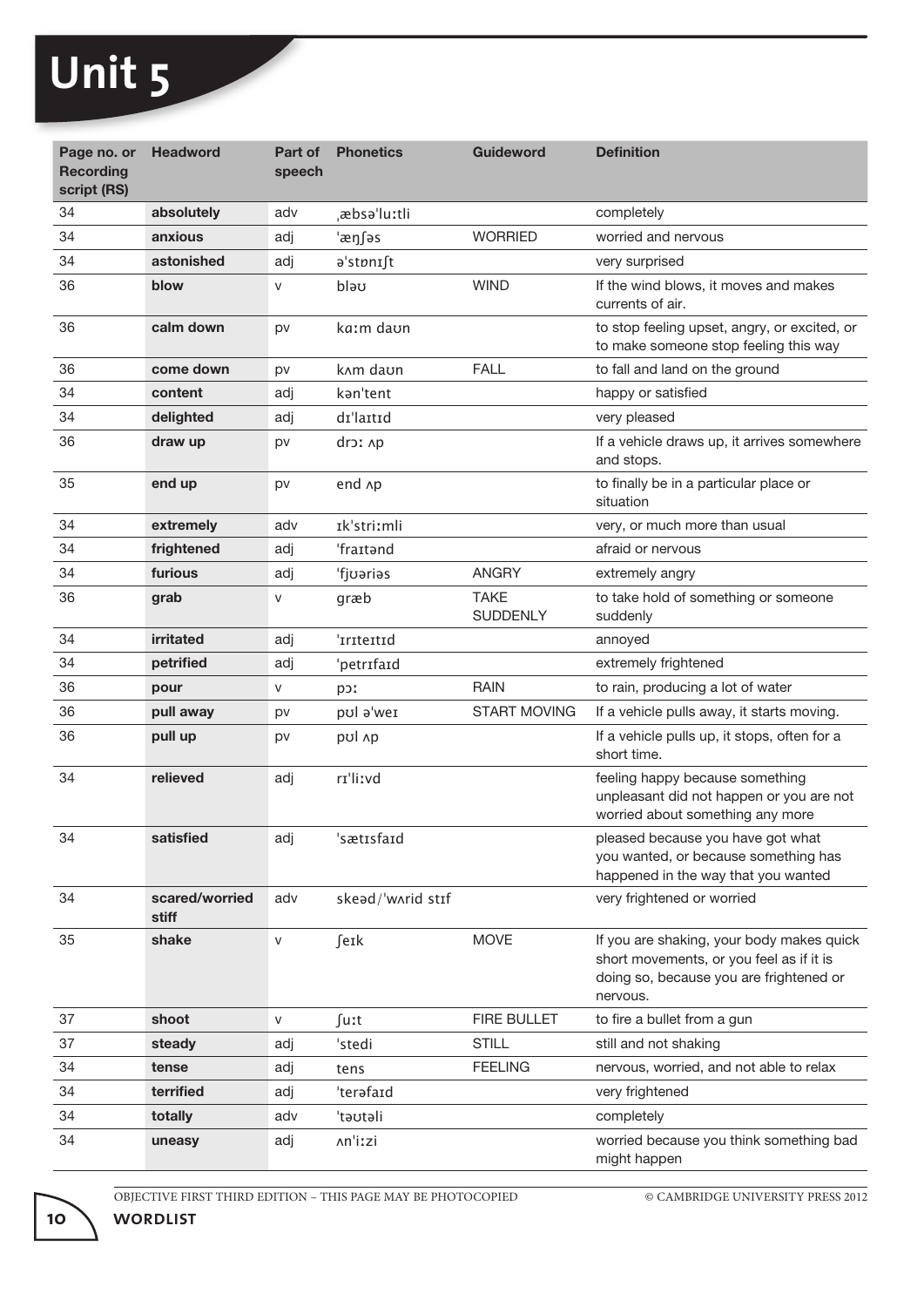# Unit 5

| Page no. or Recording script (RS) | Headword | Part of speech | Phonetics | Guideword | Definition |
|---|---|---|---|---|---|
| 34 | **absolutely** | adv | ˌæbsə'luːtli | | completely |
| 34 | **anxious** | adj | 'æŋʃəs | WORRIED | worried and nervous |
| 34 | **astonished** | adj | ə'stɒnɪʃt | | very surprised |
| 36 | **blow** | v | bləʊ | WIND | If the wind blows, it moves and makes currents of air. |
| 36 | **calm down** | pv | kɑːm daʊn | | to stop feeling upset, angry, or excited, or to make someone stop feeling this way |
| 36 | **come down** | pv | kʌm daʊn | FALL | to fall and land on the ground |
| 34 | **content** | adj | kən'tent | | happy or satisfied |
| 34 | **delighted** | adj | dɪ'laɪtɪd | | very pleased |
| 36 | **draw up** | pv | drɔː ʌp | | If a vehicle draws up, it arrives somewhere and stops. |
| 35 | **end up** | pv | end ʌp | | to finally be in a particular place or situation |
| 34 | **extremely** | adv | ɪk'striːmli | | very, or much more than usual |
| 34 | **frightened** | adj | 'fraɪtənd | | afraid or nervous |
| 34 | **furious** | adj | 'fjʊəriəs | ANGRY | extremely angry |
| 36 | **grab** | v | græb | TAKE SUDDENLY | to take hold of something or someone suddenly |
| 34 | **irritated** | adj | 'ɪrɪteɪtɪd | | annoyed |
| 34 | **petrified** | adj | 'petrɪfaɪd | | extremely frightened |
| 36 | **pour** | v | pɔː | RAIN | to rain, producing a lot of water |
| 36 | **pull away** | pv | pʊl ə'weɪ | START MOVING | If a vehicle pulls away, it starts moving. |
| 36 | **pull up** | pv | pʊl ʌp | | If a vehicle pulls up, it stops, often for a short time. |
| 34 | **relieved** | adj | rɪ'liːvd | | feeling happy because something unpleasant did not happen or you are not worried about something any more |
| 34 | **satisfied** | adj | 'sætɪsfaɪd | | pleased because you have got what you wanted, or because something has happened in the way that you wanted |
| 34 | **scared/worried stiff** | adv | skeəd/'wʌrid stɪf | | very frightened or worried |
| 35 | **shake** | v | ʃeɪk | MOVE | If you are shaking, your body makes quick short movements, or you feel as if it is doing so, because you are frightened or nervous. |
| 37 | **shoot** | v | ʃuːt | FIRE BULLET | to fire a bullet from a gun |
| 37 | **steady** | adj | 'stedi | STILL | still and not shaking |
| 34 | **tense** | adj | tens | FEELING | nervous, worried, and not able to relax |
| 34 | **terrified** | adj | 'terəfaɪd | | very frightened |
| 34 | **totally** | adv | 'təʊtəli | | completely |
| 34 | **uneasy** | adj | ʌn'iːzi | | worried because you think something bad might happen |

OBJECTIVE FIRST THIRD EDITION – THIS PAGE MAY BE PHOTOCOPIED © CAMBRIDGE UNIVERSITY PRESS 2012

WORDLIST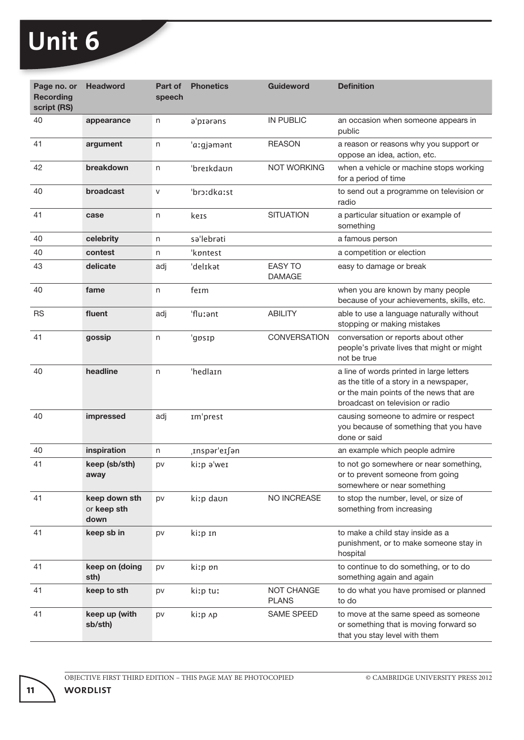# Unit 6

| Page no. or Recording script (RS) | Headword | Part of speech | Phonetics | Guideword | Definition |
|---|---|---|---|---|---|
| 40 | **appearance** | n | əˈpɪərəns | IN PUBLIC | an occasion when someone appears in public |
| 41 | **argument** | n | ˈɑːgjəmənt | REASON | a reason or reasons why you support or oppose an idea, action, etc. |
| 42 | **breakdown** | n | ˈbreɪkdaʊn | NOT WORKING | when a vehicle or machine stops working for a period of time |
| 40 | **broadcast** | v | ˈbrɔːdkɑːst | | to send out a programme on television or radio |
| 41 | **case** | n | keɪs | SITUATION | a particular situation or example of something |
| 40 | **celebrity** | n | səˈlebrəti | | a famous person |
| 40 | **contest** | n | ˈkɒntest | | a competition or election |
| 43 | **delicate** | adj | ˈdelɪkət | EASY TO DAMAGE | easy to damage or break |
| 40 | **fame** | n | feɪm | | when you are known by many people because of your achievements, skills, etc. |
| RS | **fluent** | adj | ˈfluːənt | ABILITY | able to use a language naturally without stopping or making mistakes |
| 41 | **gossip** | n | ˈgɒsɪp | CONVERSATION | conversation or reports about other people's private lives that might or might not be true |
| 40 | **headline** | n | ˈhedlaɪn | | a line of words printed in large letters as the title of a story in a newspaper, or the main points of the news that are broadcast on television or radio |
| 40 | **impressed** | adj | ɪmˈprest | | causing someone to admire or respect you because of something that you have done or said |
| 40 | **inspiration** | n | ˌɪnspərˈeɪʃən | | an example which people admire |
| 41 | **keep (sb/sth) away** | pv | kiːp əˈweɪ | | to not go somewhere or near something, or to prevent someone from going somewhere or near something |
| 41 | **keep down sth** or **keep sth down** | pv | kiːp daʊn | NO INCREASE | to stop the number, level, or size of something from increasing |
| 41 | **keep sb in** | pv | kiːp ɪn | | to make a child stay inside as a punishment, or to make someone stay in hospital |
| 41 | **keep on (doing sth)** | pv | kiːp ɒn | | to continue to do something, or to do something again and again |
| 41 | **keep to sth** | pv | kiːp tuː | NOT CHANGE PLANS | to do what you have promised or planned to do |
| 41 | **keep up (with sb/sth)** | pv | kiːp ʌp | SAME SPEED | to move at the same speed as someone or something that is moving forward so that you stay level with them |

OBJECTIVE FIRST THIRD EDITION – THIS PAGE MAY BE PHOTOCOPIED © CAMBRIDGE UNIVERSITY PRESS 2012

WORDLIST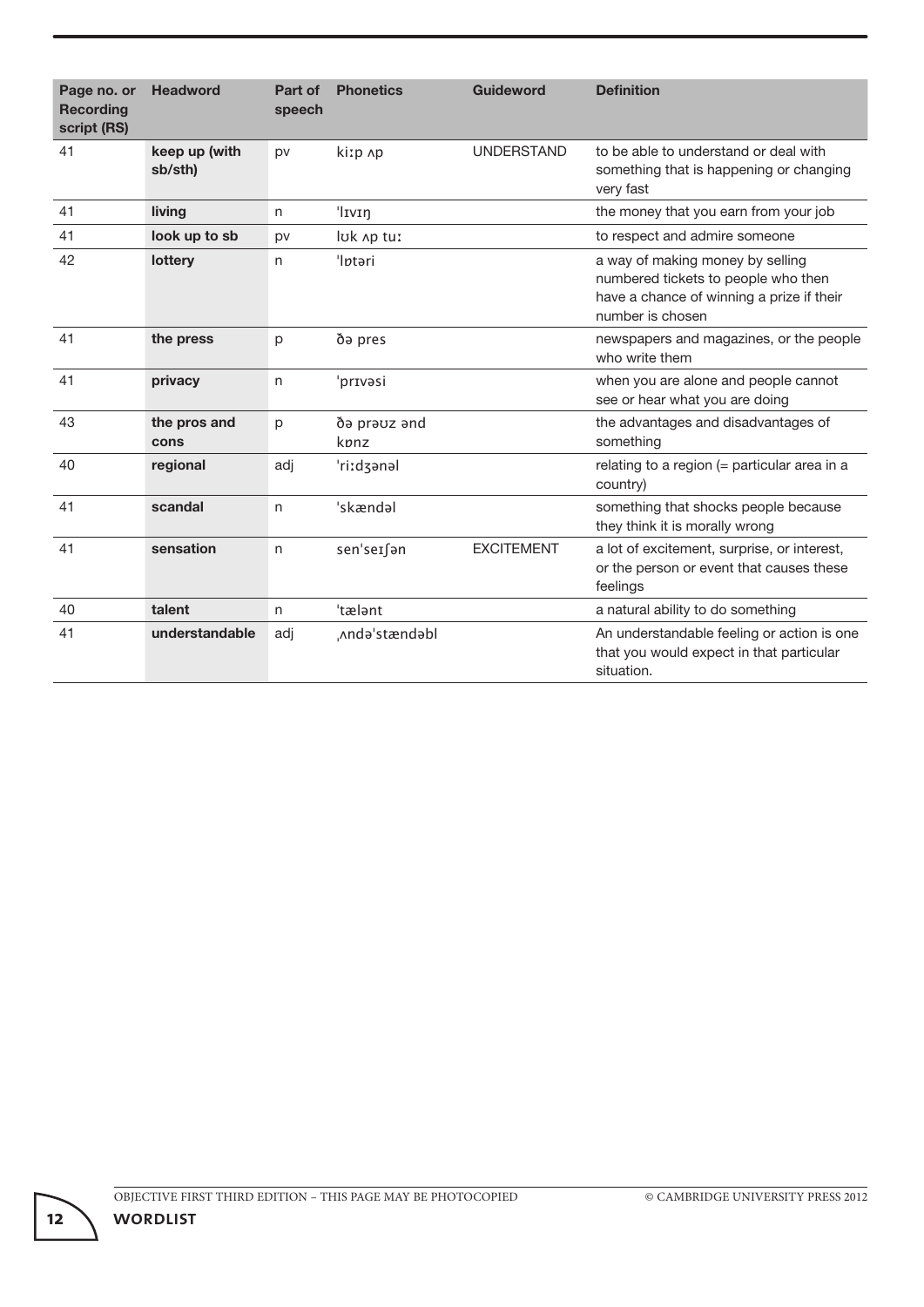| Page no. or Recording script (RS) | Headword | Part of speech | Phonetics | Guideword | Definition |
|---|---|---|---|---|---|
| 41 | **keep up (with sb/sth)** | pv | kiːp ʌp | UNDERSTAND | to be able to understand or deal with something that is happening or changing very fast |
| 41 | **living** | n | ˈlɪvɪŋ | | the money that you earn from your job |
| 41 | **look up to sb** | pv | lʊk ʌp tuː | | to respect and admire someone |
| 42 | **lottery** | n | ˈlɒtəri | | a way of making money by selling numbered tickets to people who then have a chance of winning a prize if their number is chosen |
| 41 | **the press** | p | ðə pres | | newspapers and magazines, or the people who write them |
| 41 | **privacy** | n | ˈprɪvəsi | | when you are alone and people cannot see or hear what you are doing |
| 43 | **the pros and cons** | p | ðə prəʊz ənd kɒnz | | the advantages and disadvantages of something |
| 40 | **regional** | adj | ˈriːdʒənəl | | relating to a region (= particular area in a country) |
| 41 | **scandal** | n | ˈskændəl | | something that shocks people because they think it is morally wrong |
| 41 | **sensation** | n | senˈseɪʃən | EXCITEMENT | a lot of excitement, surprise, or interest, or the person or event that causes these feelings |
| 40 | **talent** | n | ˈtælənt | | a natural ability to do something |
| 41 | **understandable** | adj | ˌʌndəˈstændəbl | | An understandable feeling or action is one that you would expect in that particular situation. |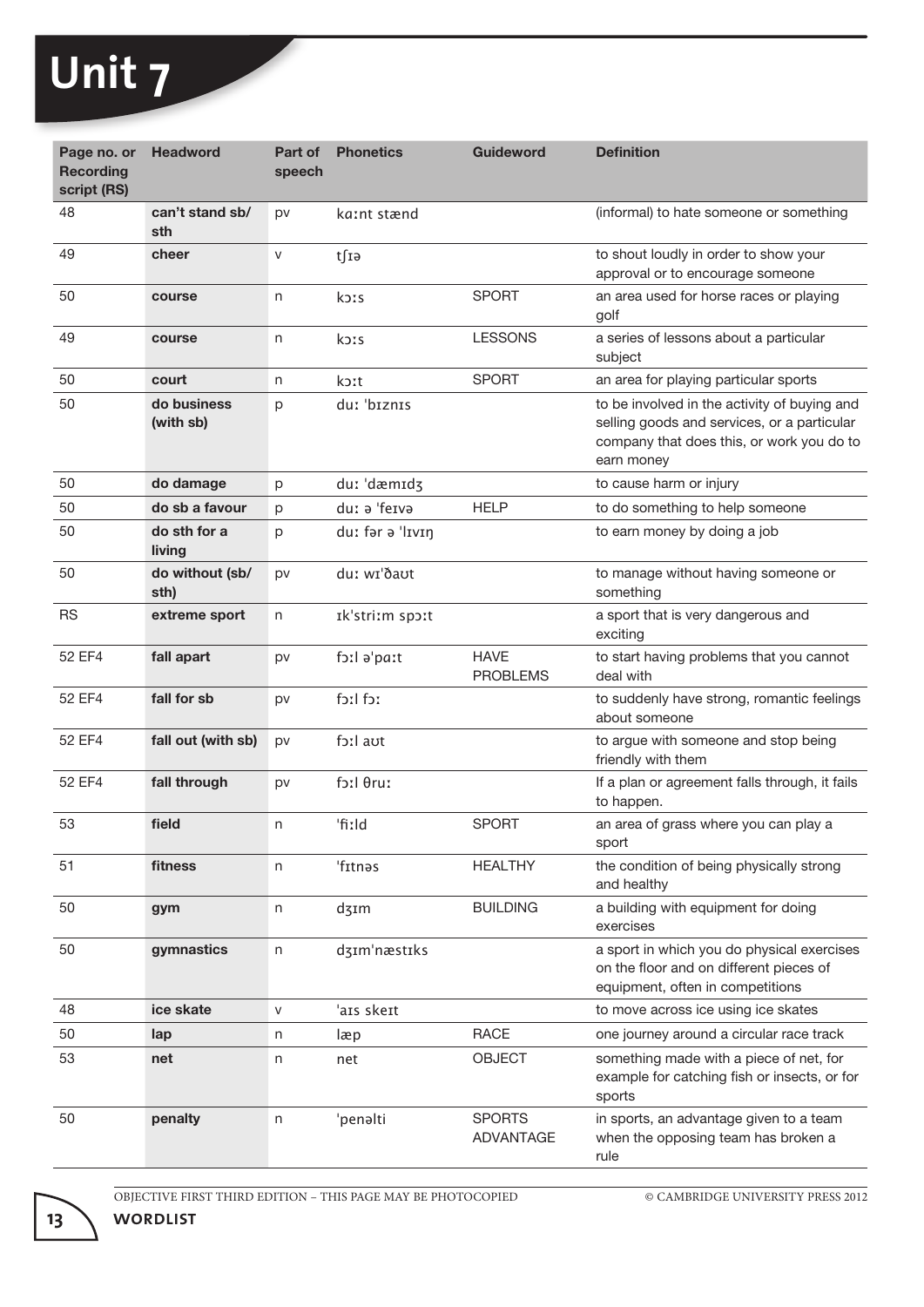# Unit 7

| Page no. or Recording script (RS) | Headword | Part of speech | Phonetics | Guideword | Definition |
|---|---|---|---|---|---|
| 48 | **can't stand sb/sth** | pv | kɑːnt stænd | | (informal) to hate someone or something |
| 49 | **cheer** | v | tʃɪə | | to shout loudly in order to show your approval or to encourage someone |
| 50 | **course** | n | kɔːs | SPORT | an area used for horse races or playing golf |
| 49 | **course** | n | kɔːs | LESSONS | a series of lessons about a particular subject |
| 50 | **court** | n | kɔːt | SPORT | an area for playing particular sports |
| 50 | **do business (with sb)** | p | duː 'bɪznɪs | | to be involved in the activity of buying and selling goods and services, or a particular company that does this, or work you do to earn money |
| 50 | **do damage** | p | duː 'dæmɪdʒ | | to cause harm or injury |
| 50 | **do sb a favour** | p | duː ə 'feɪvə | HELP | to do something to help someone |
| 50 | **do sth for a living** | p | duː fər ə 'lɪvɪŋ | | to earn money by doing a job |
| 50 | **do without (sb/sth)** | pv | duː wɪ'ðaʊt | | to manage without having someone or something |
| RS | **extreme sport** | n | ɪk'striːm spɔːt | | a sport that is very dangerous and exciting |
| 52 EF4 | **fall apart** | pv | fɔːl ə'pɑːt | HAVE PROBLEMS | to start having problems that you cannot deal with |
| 52 EF4 | **fall for sb** | pv | fɔːl fɔː | | to suddenly have strong, romantic feelings about someone |
| 52 EF4 | **fall out (with sb)** | pv | fɔːl aʊt | | to argue with someone and stop being friendly with them |
| 52 EF4 | **fall through** | pv | fɔːl θruː | | If a plan or agreement falls through, it fails to happen. |
| 53 | **field** | n | 'fiːld | SPORT | an area of grass where you can play a sport |
| 51 | **fitness** | n | 'fɪtnəs | HEALTHY | the condition of being physically strong and healthy |
| 50 | **gym** | n | dʒɪm | BUILDING | a building with equipment for doing exercises |
| 50 | **gymnastics** | n | dʒɪm'næstɪks | | a sport in which you do physical exercises on the floor and on different pieces of equipment, often in competitions |
| 48 | **ice skate** | v | 'aɪs skeɪt | | to move across ice using ice skates |
| 50 | **lap** | n | læp | RACE | one journey around a circular race track |
| 53 | **net** | n | net | OBJECT | something made with a piece of net, for example for catching fish or insects, or for sports |
| 50 | **penalty** | n | 'penəlti | SPORTS ADVANTAGE | in sports, an advantage given to a team when the opposing team has broken a rule |

OBJECTIVE FIRST THIRD EDITION – THIS PAGE MAY BE PHOTOCOPIED © CAMBRIDGE UNIVERSITY PRESS 2012

WORDLIST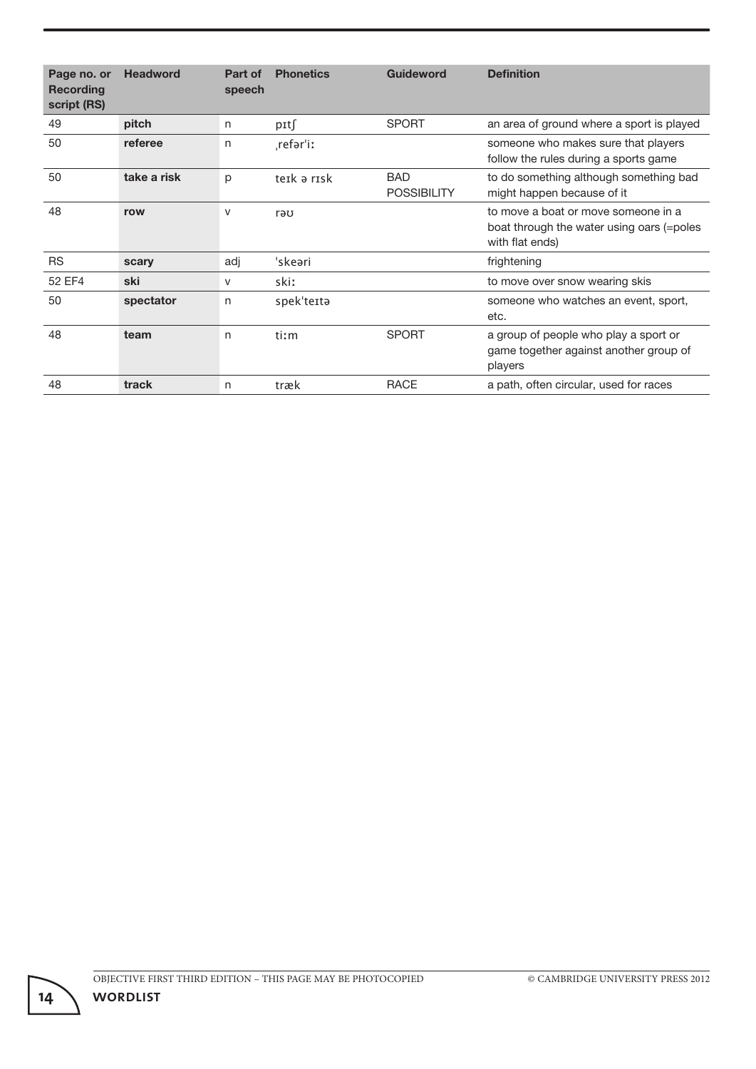| Page no. or Recording script (RS) | Headword | Part of speech | Phonetics | Guideword | Definition |
|---|---|---|---|---|---|
| 49 | **pitch** | n | pɪtʃ | SPORT | an area of ground where a sport is played |
| 50 | **referee** | n | ˌrefər'iː | | someone who makes sure that players follow the rules during a sports game |
| 50 | **take a risk** | p | teɪk ə rɪsk | BAD POSSIBILITY | to do something although something bad might happen because of it |
| 48 | **row** | v | rəʊ | | to move a boat or move someone in a boat through the water using oars (=poles with flat ends) |
| RS | **scary** | adj | 'skeəri | | frightening |
| 52 EF4 | **ski** | v | skiː | | to move over snow wearing skis |
| 50 | **spectator** | n | spek'teɪtə | | someone who watches an event, sport, etc. |
| 48 | **team** | n | tiːm | SPORT | a group of people who play a sport or game together against another group of players |
| 48 | **track** | n | træk | RACE | a path, often circular, used for races |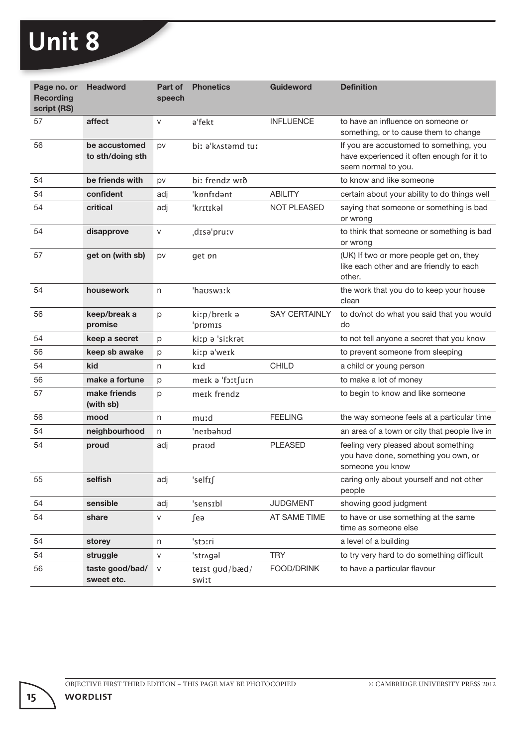# Unit 8

| Page no. or Recording script (RS) | Headword | Part of speech | Phonetics | Guideword | Definition |
|---|---|---|---|---|---|
| 57 | **affect** | v | əˈfekt | INFLUENCE | to have an influence on someone or something, or to cause them to change |
| 56 | **be accustomed to sth/doing sth** | pv | biː əˈkʌstəmd tuː | | If you are accustomed to something, you have experienced it often enough for it to seem normal to you. |
| 54 | **be friends with** | pv | biː frendz wɪð | | to know and like someone |
| 54 | **confident** | adj | ˈkɒnfɪdənt | ABILITY | certain about your ability to do things well |
| 54 | **critical** | adj | ˈkrɪtɪkəl | NOT PLEASED | saying that someone or something is bad or wrong |
| 54 | **disapprove** | v | ˌdɪsəˈpruːv | | to think that someone or something is bad or wrong |
| 57 | **get on (with sb)** | pv | get ɒn | | (UK) If two or more people get on, they like each other and are friendly to each other. |
| 54 | **housework** | n | ˈhaʊswɜːk | | the work that you do to keep your house clean |
| 56 | **keep/break a promise** | p | kiːp/breɪk ə ˈprɒmɪs | SAY CERTAINLY | to do/not do what you said that you would do |
| 54 | **keep a secret** | p | kiːp ə ˈsiːkrət | | to not tell anyone a secret that you know |
| 56 | **keep sb awake** | p | kiːp əˈweɪk | | to prevent someone from sleeping |
| 54 | **kid** | n | kɪd | CHILD | a child or young person |
| 56 | **make a fortune** | p | meɪk ə ˈfɔːtʃuːn | | to make a lot of money |
| 57 | **make friends (with sb)** | p | meɪk frendz | | to begin to know and like someone |
| 56 | **mood** | n | muːd | FEELING | the way someone feels at a particular time |
| 54 | **neighbourhood** | n | ˈneɪbəhʊd | | an area of a town or city that people live in |
| 54 | **proud** | adj | praʊd | PLEASED | feeling very pleased about something you have done, something you own, or someone you know |
| 55 | **selfish** | adj | ˈselfɪʃ | | caring only about yourself and not other people |
| 54 | **sensible** | adj | ˈsensɪbl | JUDGMENT | showing good judgment |
| 54 | **share** | v | ʃeə | AT SAME TIME | to have or use something at the same time as someone else |
| 54 | **storey** | n | ˈstɔːri | | a level of a building |
| 54 | **struggle** | v | ˈstrʌgəl | TRY | to try very hard to do something difficult |
| 56 | **taste good/bad/ sweet etc.** | v | teɪst gʊd/bæd/ swiːt | FOOD/DRINK | to have a particular flavour |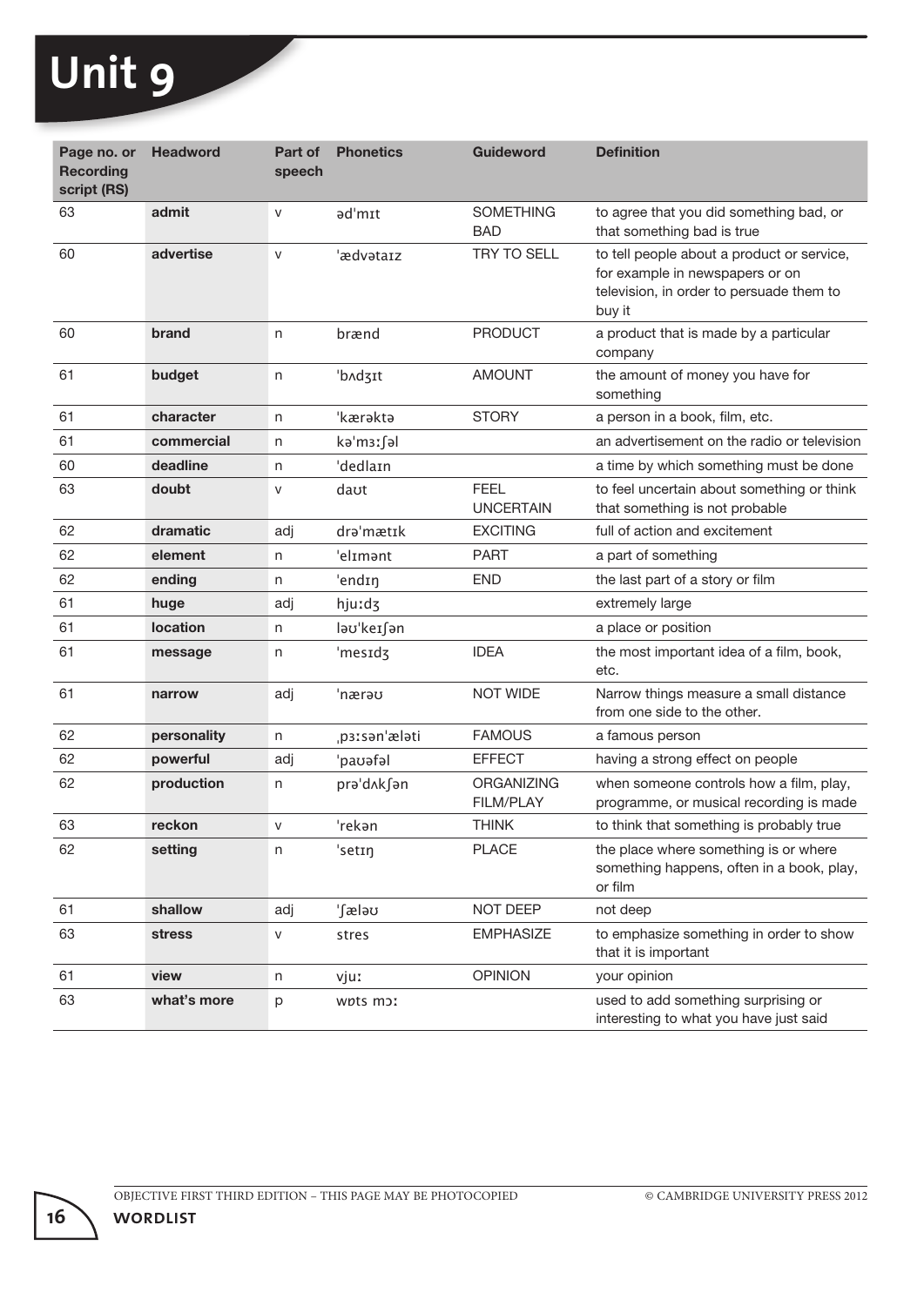# Unit 9

| Page no. or Recording script (RS) | Headword | Part of speech | Phonetics | Guideword | Definition |
|---|---|---|---|---|---|
| 63 | **admit** | v | əd'mɪt | SOMETHING BAD | to agree that you did something bad, or that something bad is true |
| 60 | **advertise** | v | 'ædvətaɪz | TRY TO SELL | to tell people about a product or service, for example in newspapers or on television, in order to persuade them to buy it |
| 60 | **brand** | n | brænd | PRODUCT | a product that is made by a particular company |
| 61 | **budget** | n | 'bʌdʒɪt | AMOUNT | the amount of money you have for something |
| 61 | **character** | n | 'kærəktə | STORY | a person in a book, film, etc. |
| 61 | **commercial** | n | kə'mɜːʃəl | | an advertisement on the radio or television |
| 60 | **deadline** | n | 'dedlaɪn | | a time by which something must be done |
| 63 | **doubt** | v | daʊt | FEEL UNCERTAIN | to feel uncertain about something or think that something is not probable |
| 62 | **dramatic** | adj | drə'mætɪk | EXCITING | full of action and excitement |
| 62 | **element** | n | 'elɪmənt | PART | a part of something |
| 62 | **ending** | n | 'endɪŋ | END | the last part of a story or film |
| 61 | **huge** | adj | hjuːdʒ | | extremely large |
| 61 | **location** | n | ləʊ'keɪʃən | | a place or position |
| 61 | **message** | n | 'mesɪdʒ | IDEA | the most important idea of a film, book, etc. |
| 61 | **narrow** | adj | 'nærəʊ | NOT WIDE | Narrow things measure a small distance from one side to the other. |
| 62 | **personality** | n | ˌpɜːsən'æləti | FAMOUS | a famous person |
| 62 | **powerful** | adj | 'paʊəfəl | EFFECT | having a strong effect on people |
| 62 | **production** | n | prə'dʌkʃən | ORGANIZING FILM/PLAY | when someone controls how a film, play, programme, or musical recording is made |
| 63 | **reckon** | v | 'rekən | THINK | to think that something is probably true |
| 62 | **setting** | n | 'setɪŋ | PLACE | the place where something is or where something happens, often in a book, play, or film |
| 61 | **shallow** | adj | 'ʃæləʊ | NOT DEEP | not deep |
| 63 | **stress** | v | stres | EMPHASIZE | to emphasize something in order to show that it is important |
| 61 | **view** | n | vjuː | OPINION | your opinion |
| 63 | **what's more** | p | wɒts mɔː | | used to add something surprising or interesting to what you have just said |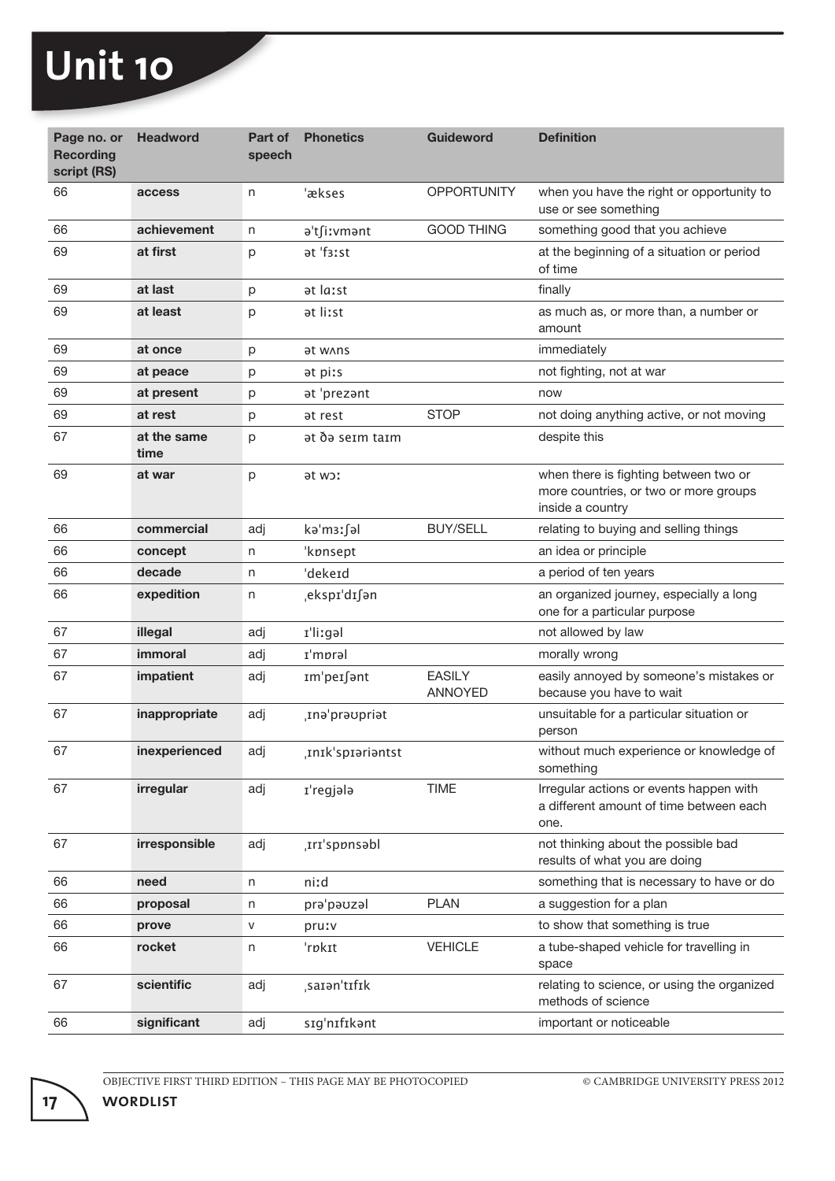# Unit 10

| Page no. or Recording script (RS) | Headword | Part of speech | Phonetics | Guideword | Definition |
|---|---|---|---|---|---|
| 66 | **access** | n | 'ækses | OPPORTUNITY | when you have the right or opportunity to use or see something |
| 66 | **achievement** | n | ə'tʃiːvmənt | GOOD THING | something good that you achieve |
| 69 | **at first** | p | ət 'fɜːst | | at the beginning of a situation or period of time |
| 69 | **at last** | p | ət lɑːst | | finally |
| 69 | **at least** | p | ət liːst | | as much as, or more than, a number or amount |
| 69 | **at once** | p | ət wʌns | | immediately |
| 69 | **at peace** | p | ət piːs | | not fighting, not at war |
| 69 | **at present** | p | ət 'prezənt | | now |
| 69 | **at rest** | p | ət rest | STOP | not doing anything active, or not moving |
| 67 | **at the same time** | p | ət ðə seɪm taɪm | | despite this |
| 69 | **at war** | p | ət wɔː | | when there is fighting between two or more countries, or two or more groups inside a country |
| 66 | **commercial** | adj | kə'mɜːʃəl | BUY/SELL | relating to buying and selling things |
| 66 | **concept** | n | 'kɒnsept | | an idea or principle |
| 66 | **decade** | n | 'dekeɪd | | a period of ten years |
| 66 | **expedition** | n | ˌekspɪ'dɪʃən | | an organized journey, especially a long one for a particular purpose |
| 67 | **illegal** | adj | ɪ'liːgəl | | not allowed by law |
| 67 | **immoral** | adj | ɪ'mɒrəl | | morally wrong |
| 67 | **impatient** | adj | ɪm'peɪʃənt | EASILY ANNOYED | easily annoyed by someone's mistakes or because you have to wait |
| 67 | **inappropriate** | adj | ˌɪnə'prəʊpriət | | unsuitable for a particular situation or person |
| 67 | **inexperienced** | adj | ˌɪnɪk'spɪəriəntst | | without much experience or knowledge of something |
| 67 | **irregular** | adj | ɪ'regjələ | TIME | Irregular actions or events happen with a different amount of time between each one. |
| 67 | **irresponsible** | adj | ˌɪrɪ'spɒnsəbl | | not thinking about the possible bad results of what you are doing |
| 66 | **need** | n | niːd | | something that is necessary to have or do |
| 66 | **proposal** | n | prə'pəʊzəl | PLAN | a suggestion for a plan |
| 66 | **prove** | v | pruːv | | to show that something is true |
| 66 | **rocket** | n | 'rɒkɪt | VEHICLE | a tube-shaped vehicle for travelling in space |
| 67 | **scientific** | adj | ˌsaɪən'tɪfɪk | | relating to science, or using the organized methods of science |
| 66 | **significant** | adj | sɪg'nɪfɪkənt | | important or noticeable |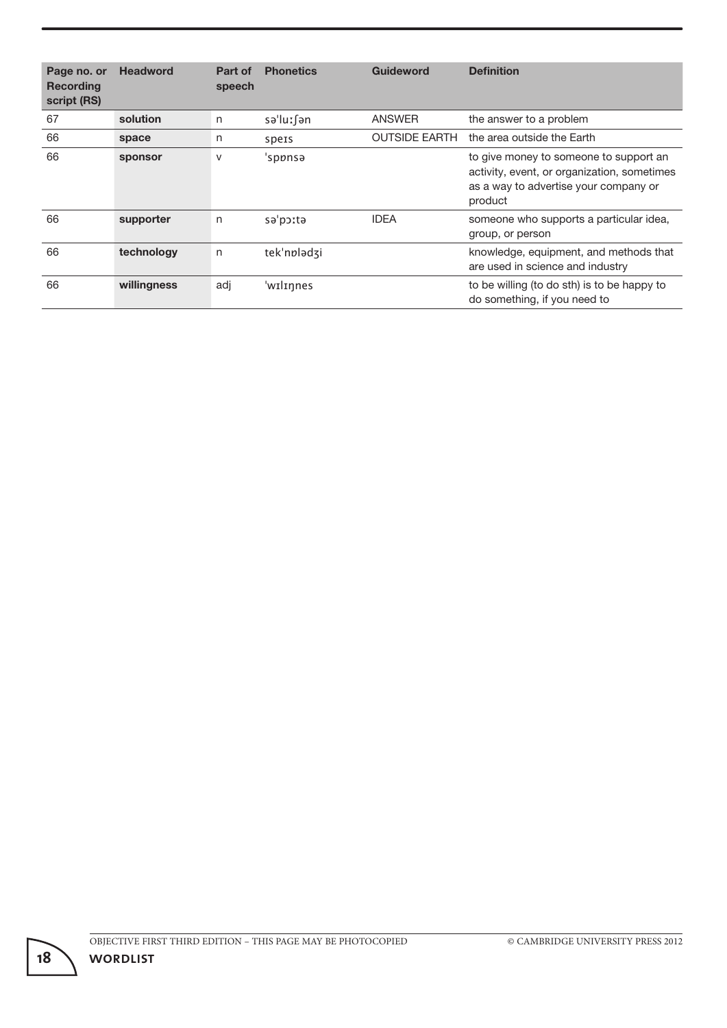| Page no. or Recording script (RS) | Headword | Part of speech | Phonetics | Guideword | Definition |
|---|---|---|---|---|---|
| 67 | **solution** | n | sə'luːʃən | ANSWER | the answer to a problem |
| 66 | **space** | n | speɪs | OUTSIDE EARTH | the area outside the Earth |
| 66 | **sponsor** | v | 'spɒnsə | | to give money to someone to support an activity, event, or organization, sometimes as a way to advertise your company or product |
| 66 | **supporter** | n | sə'pɔːtə | IDEA | someone who supports a particular idea, group, or person |
| 66 | **technology** | n | tek'nɒlədʒi | | knowledge, equipment, and methods that are used in science and industry |
| 66 | **willingness** | adj | 'wɪlɪŋnes | | to be willing (to do sth) is to be happy to do something, if you need to |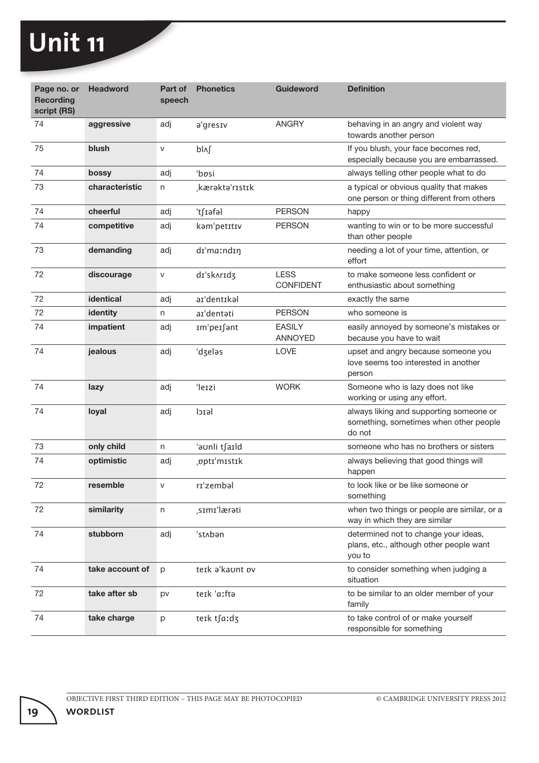# Unit 11

| Page no. or Recording script (RS) | Headword | Part of speech | Phonetics | Guideword | Definition |
|---|---|---|---|---|---|
| 74 | **aggressive** | adj | əˈgresɪv | ANGRY | behaving in an angry and violent way towards another person |
| 75 | **blush** | v | blʌʃ | | If you blush, your face becomes red, especially because you are embarrassed. |
| 74 | **bossy** | adj | ˈbɒsi | | always telling other people what to do |
| 73 | **characteristic** | n | ˌkærəktəˈrɪstɪk | | a typical or obvious quality that makes one person or thing different from others |
| 74 | **cheerful** | adj | ˈtʃɪəfəl | PERSON | happy |
| 74 | **competitive** | adj | kəmˈpetɪtɪv | PERSON | wanting to win or to be more successful than other people |
| 73 | **demanding** | adj | dɪˈmɑːndɪŋ | | needing a lot of your time, attention, or effort |
| 72 | **discourage** | v | dɪˈskʌrɪdʒ | LESS CONFIDENT | to make someone less confident or enthusiastic about something |
| 72 | **identical** | adj | aɪˈdentɪkəl | | exactly the same |
| 72 | **identity** | n | aɪˈdentəti | PERSON | who someone is |
| 74 | **impatient** | adj | ɪmˈpeɪʃənt | EASILY ANNOYED | easily annoyed by someone's mistakes or because you have to wait |
| 74 | **jealous** | adj | ˈdʒeləs | LOVE | upset and angry because someone you love seems too interested in another person |
| 74 | **lazy** | adj | ˈleɪzi | WORK | Someone who is lazy does not like working or using any effort. |
| 74 | **loyal** | adj | lɔɪəl | | always liking and supporting someone or something, sometimes when other people do not |
| 73 | **only child** | n | ˈəʊnli tʃaɪld | | someone who has no brothers or sisters |
| 74 | **optimistic** | adj | ˌɒptɪˈmɪstɪk | | always believing that good things will happen |
| 72 | **resemble** | v | rɪˈzembəl | | to look like or be like someone or something |
| 72 | **similarity** | n | ˌsɪmɪˈlærəti | | when two things or people are similar, or a way in which they are similar |
| 74 | **stubborn** | adj | ˈstʌbən | | determined not to change your ideas, plans, etc., although other people want you to |
| 74 | **take account of** | p | teɪk əˈkaʊnt ɒv | | to consider something when judging a situation |
| 72 | **take after sb** | pv | teɪk ˈɑːftə | | to be similar to an older member of your family |
| 74 | **take charge** | p | teɪk tʃɑːdʒ | | to take control of or make yourself responsible for something |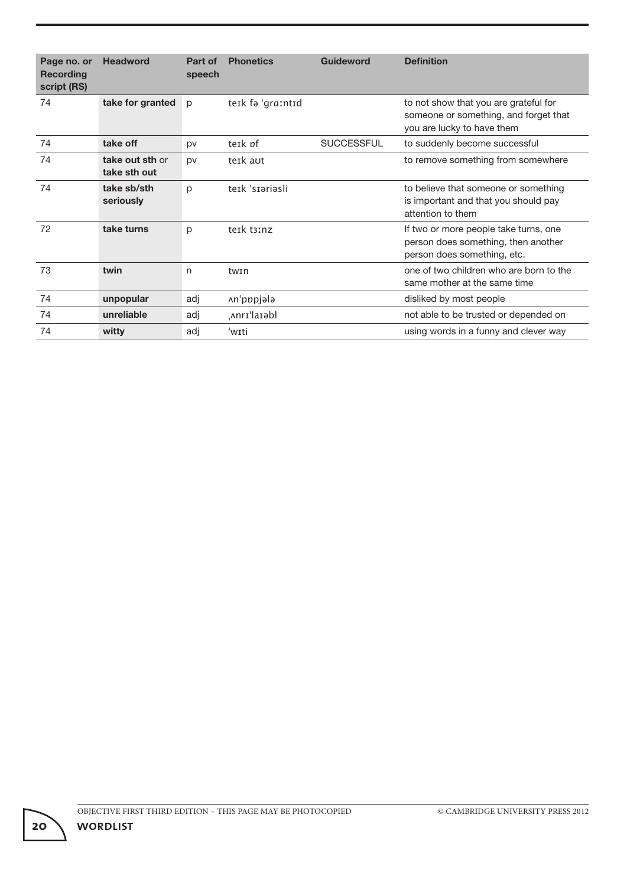| Page no. or Recording script (RS) | Headword | Part of speech | Phonetics | Guideword | Definition |
|---|---|---|---|---|---|
| 74 | **take for granted** | p | teɪk fə ˈgrɑːntɪd | | to not show that you are grateful for someone or something, and forget that you are lucky to have them |
| 74 | **take off** | pv | teɪk ɒf | SUCCESSFUL | to suddenly become successful |
| 74 | **take out sth** or **take sth out** | pv | teɪk aʊt | | to remove something from somewhere |
| 74 | **take sb/sth seriously** | p | teɪk ˈsɪəriəsli | | to believe that someone or something is important and that you should pay attention to them |
| 72 | **take turns** | p | teɪk tɜːnz | | If two or more people take turns, one person does something, then another person does something, etc. |
| 73 | **twin** | n | twɪn | | one of two children who are born to the same mother at the same time |
| 74 | **unpopular** | adj | ʌnˈpɒpjələ | | disliked by most people |
| 74 | **unreliable** | adj | ˌʌnrɪˈlaɪəbl | | not able to be trusted or depended on |
| 74 | **witty** | adj | ˈwɪti | | using words in a funny and clever way |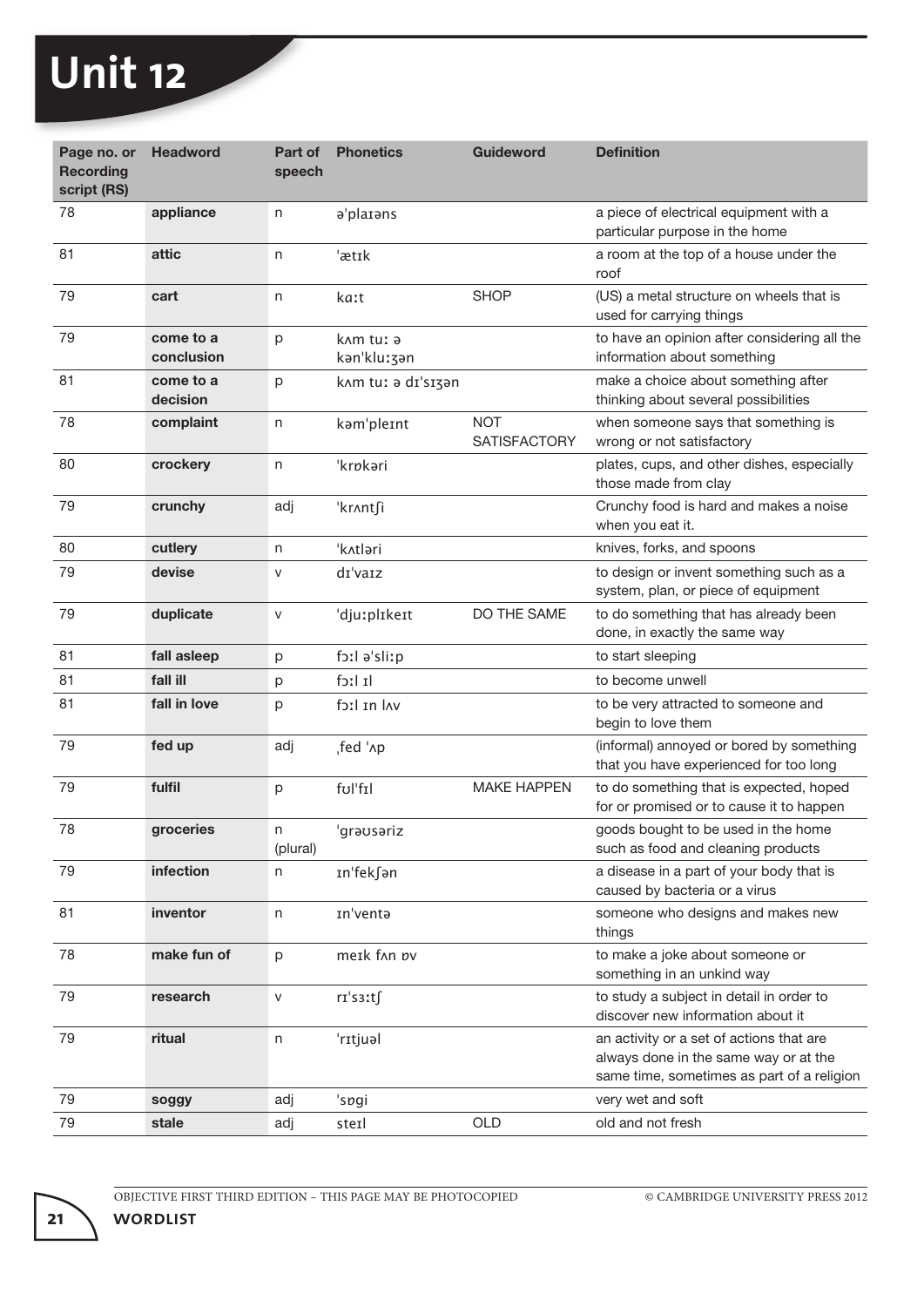# Unit 12

| Page no. or Recording script (RS) | Headword | Part of speech | Phonetics | Guideword | Definition |
|---|---|---|---|---|---|
| 78 | **appliance** | n | əˈplaɪəns | | a piece of electrical equipment with a particular purpose in the home |
| 81 | **attic** | n | ˈætɪk | | a room at the top of a house under the roof |
| 79 | **cart** | n | kɑːt | SHOP | (US) a metal structure on wheels that is used for carrying things |
| 79 | **come to a conclusion** | p | kʌm tuː ə kənˈkluːʒən | | to have an opinion after considering all the information about something |
| 81 | **come to a decision** | p | kʌm tuː ə dɪˈsɪʒən | | make a choice about something after thinking about several possibilities |
| 78 | **complaint** | n | kəmˈpleɪnt | NOT SATISFACTORY | when someone says that something is wrong or not satisfactory |
| 80 | **crockery** | n | ˈkrɒkəri | | plates, cups, and other dishes, especially those made from clay |
| 79 | **crunchy** | adj | ˈkrʌntʃi | | Crunchy food is hard and makes a noise when you eat it. |
| 80 | **cutlery** | n | ˈkʌtləri | | knives, forks, and spoons |
| 79 | **devise** | v | dɪˈvaɪz | | to design or invent something such as a system, plan, or piece of equipment |
| 79 | **duplicate** | v | ˈdjuːplɪkeɪt | DO THE SAME | to do something that has already been done, in exactly the same way |
| 81 | **fall asleep** | p | fɔːl əˈsliːp | | to start sleeping |
| 81 | **fall ill** | p | fɔːl ɪl | | to become unwell |
| 81 | **fall in love** | p | fɔːl ɪn lʌv | | to be very attracted to someone and begin to love them |
| 79 | **fed up** | adj | ˌfed ˈʌp | | (informal) annoyed or bored by something that you have experienced for too long |
| 79 | **fulfil** | p | fʊlˈfɪl | MAKE HAPPEN | to do something that is expected, hoped for or promised or to cause it to happen |
| 78 | **groceries** | n (plural) | ˈgrəʊsəriz | | goods bought to be used in the home such as food and cleaning products |
| 79 | **infection** | n | ɪnˈfekʃən | | a disease in a part of your body that is caused by bacteria or a virus |
| 81 | **inventor** | n | ɪnˈventə | | someone who designs and makes new things |
| 78 | **make fun of** | p | meɪk fʌn ɒv | | to make a joke about someone or something in an unkind way |
| 79 | **research** | v | rɪˈsɜːtʃ | | to study a subject in detail in order to discover new information about it |
| 79 | **ritual** | n | ˈrɪtjuəl | | an activity or a set of actions that are always done in the same way or at the same time, sometimes as part of a religion |
| 79 | **soggy** | adj | ˈsɒgi | | very wet and soft |
| 79 | **stale** | adj | steɪl | OLD | old and not fresh |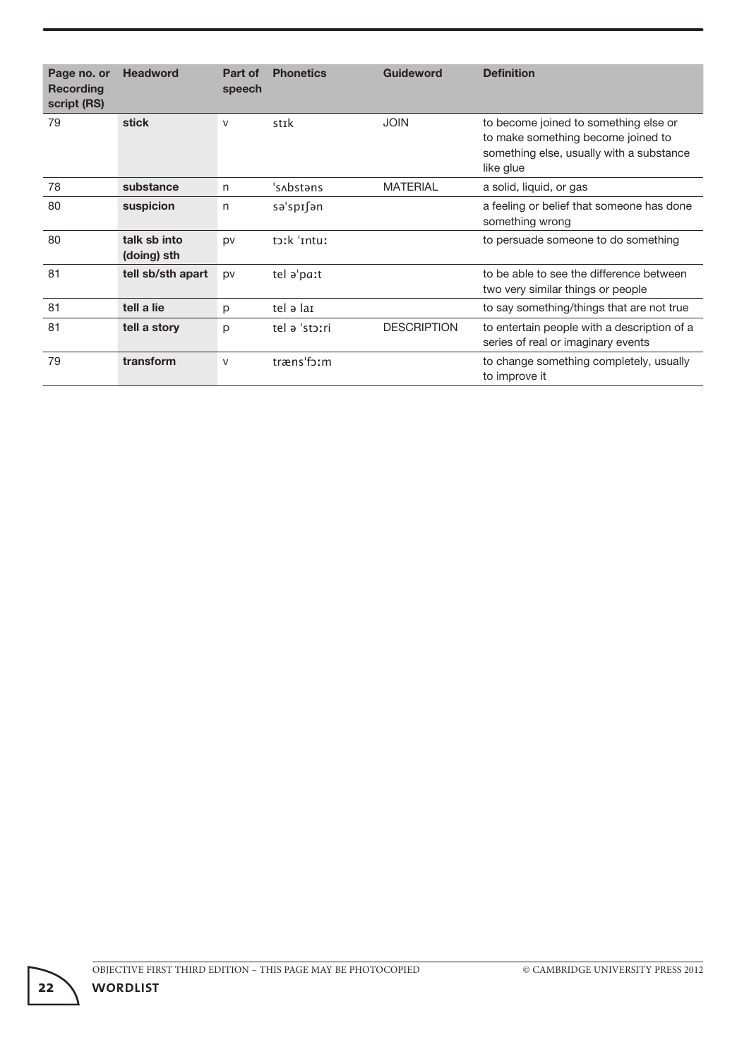| Page no. or Recording script (RS) | Headword | Part of speech | Phonetics | Guideword | Definition |
|---|---|---|---|---|---|
| 79 | **stick** | v | stɪk | JOIN | to become joined to something else or to make something become joined to something else, usually with a substance like glue |
| 78 | **substance** | n | ˈsʌbstəns | MATERIAL | a solid, liquid, or gas |
| 80 | **suspicion** | n | səˈspɪʃən | | a feeling or belief that someone has done something wrong |
| 80 | **talk sb into (doing) sth** | pv | tɔːk ˈɪntuː | | to persuade someone to do something |
| 81 | **tell sb/sth apart** | pv | tel əˈpɑːt | | to be able to see the difference between two very similar things or people |
| 81 | **tell a lie** | p | tel ə laɪ | | to say something/things that are not true |
| 81 | **tell a story** | p | tel ə ˈstɔːri | DESCRIPTION | to entertain people with a description of a series of real or imaginary events |
| 79 | **transform** | v | trænsˈfɔːm | | to change something completely, usually to improve it |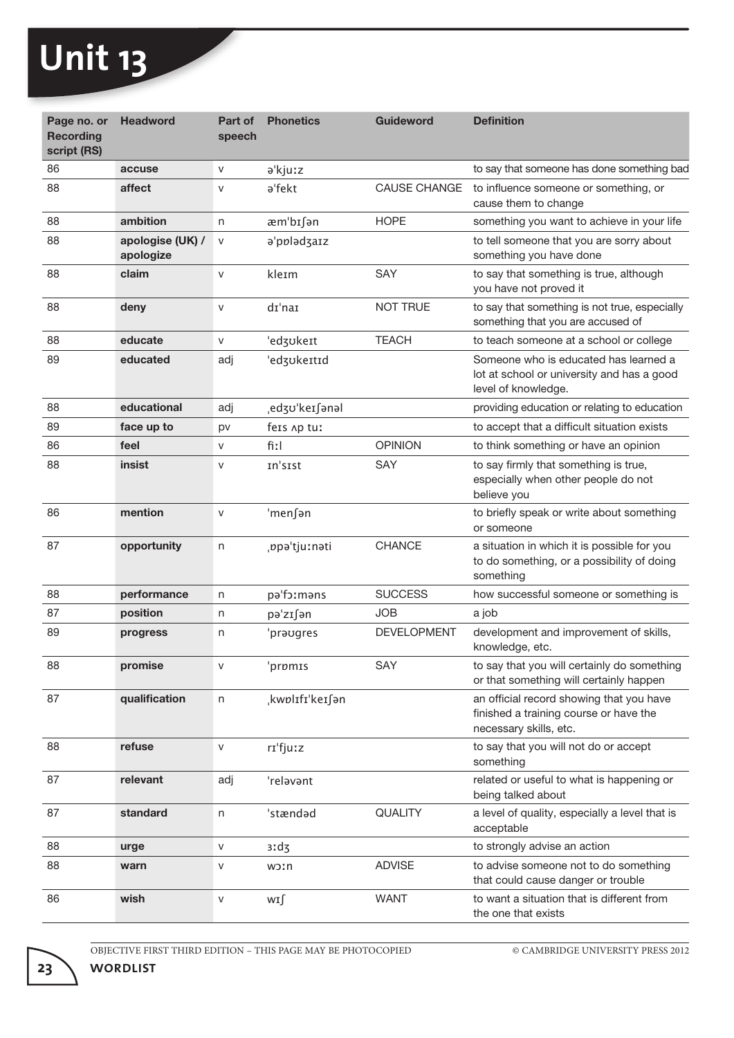# Unit 13

| Page no. or Recording script (RS) | Headword | Part of speech | Phonetics | Guideword | Definition |
|---|---|---|---|---|---|
| 86 | **accuse** | v | əˈkjuːz | | to say that someone has done something bad |
| 88 | **affect** | v | əˈfekt | CAUSE CHANGE | to influence someone or something, or cause them to change |
| 88 | **ambition** | n | æmˈbɪʃən | HOPE | something you want to achieve in your life |
| 88 | **apologise (UK) / apologize** | v | əˈpɒlədʒaɪz | | to tell someone that you are sorry about something you have done |
| 88 | **claim** | v | kleɪm | SAY | to say that something is true, although you have not proved it |
| 88 | **deny** | v | dɪˈnaɪ | NOT TRUE | to say that something is not true, especially something that you are accused of |
| 88 | **educate** | v | ˈedʒʊkeɪt | TEACH | to teach someone at a school or college |
| 89 | **educated** | adj | ˈedʒʊkeɪtɪd | | Someone who is educated has learned a lot at school or university and has a good level of knowledge. |
| 88 | **educational** | adj | ˌedʒʊˈkeɪʃənəl | | providing education or relating to education |
| 89 | **face up to** | pv | feɪs ʌp tuː | | to accept that a difficult situation exists |
| 86 | **feel** | v | fiːl | OPINION | to think something or have an opinion |
| 88 | **insist** | v | ɪnˈsɪst | SAY | to say firmly that something is true, especially when other people do not believe you |
| 86 | **mention** | v | ˈmenʃən | | to briefly speak or write about something or someone |
| 87 | **opportunity** | n | ˌɒpəˈtjuːnəti | CHANCE | a situation in which it is possible for you to do something, or a possibility of doing something |
| 88 | **performance** | n | pəˈfɔːməns | SUCCESS | how successful someone or something is |
| 87 | **position** | n | pəˈzɪʃən | JOB | a job |
| 89 | **progress** | n | ˈprəʊgres | DEVELOPMENT | development and improvement of skills, knowledge, etc. |
| 88 | **promise** | v | ˈprɒmɪs | SAY | to say that you will certainly do something or that something will certainly happen |
| 87 | **qualification** | n | ˌkwɒlɪfɪˈkeɪʃən | | an official record showing that you have finished a training course or have the necessary skills, etc. |
| 88 | **refuse** | v | rɪˈfjuːz | | to say that you will not do or accept something |
| 87 | **relevant** | adj | ˈreləvənt | | related or useful to what is happening or being talked about |
| 87 | **standard** | n | ˈstændəd | QUALITY | a level of quality, especially a level that is acceptable |
| 88 | **urge** | v | ɜːdʒ | | to strongly advise an action |
| 88 | **warn** | v | wɔːn | ADVISE | to advise someone not to do something that could cause danger or trouble |
| 86 | **wish** | v | wɪʃ | WANT | to want a situation that is different from the one that exists |

OBJECTIVE FIRST THIRD EDITION – THIS PAGE MAY BE PHOTOCOPIED © CAMBRIDGE UNIVERSITY PRESS 2012

**WORDLIST**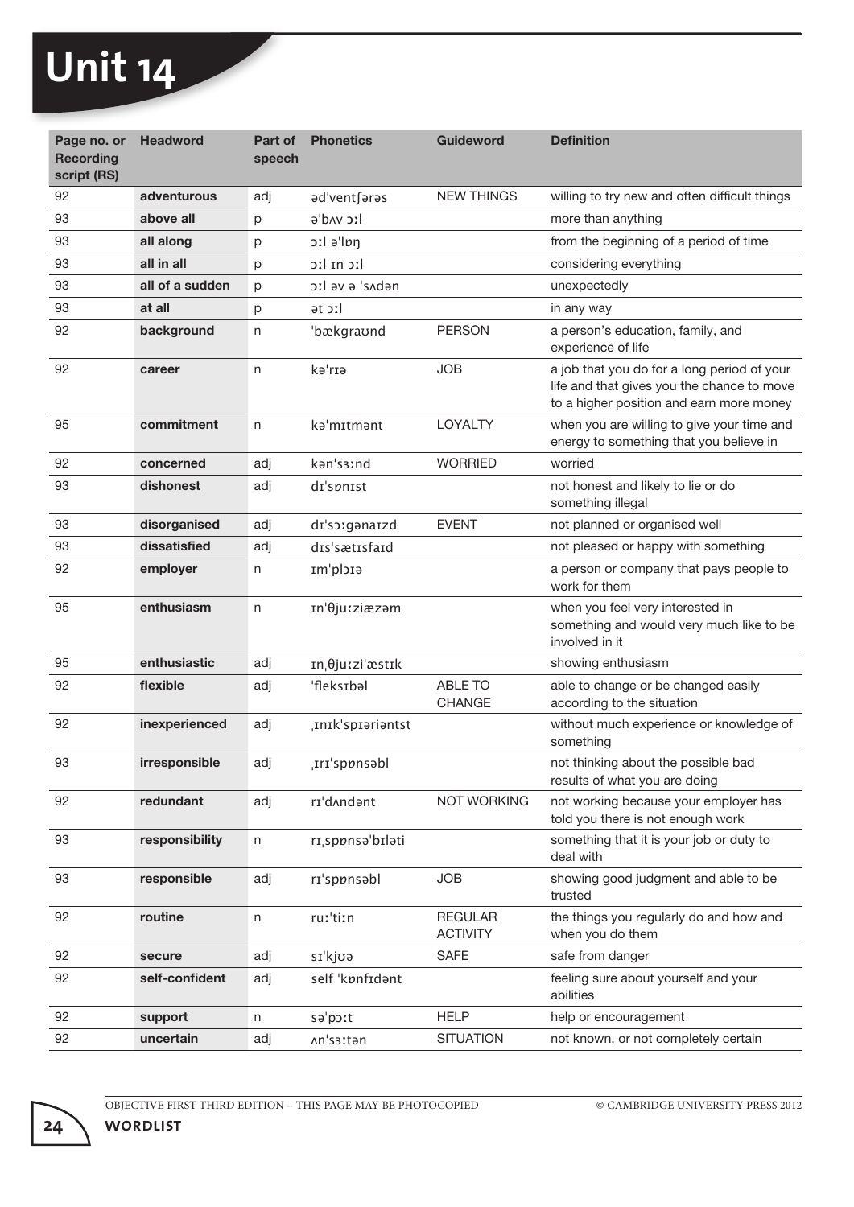# Unit 14

| Page no. or Recording script (RS) | Headword | Part of speech | Phonetics | Guideword | Definition |
|---|---|---|---|---|---|
| 92 | **adventurous** | adj | əd'ventʃərəs | NEW THINGS | willing to try new and often difficult things |
| 93 | **above all** | p | ə'bʌv ɔːl | | more than anything |
| 93 | **all along** | p | ɔːl ə'lɒŋ | | from the beginning of a period of time |
| 93 | **all in all** | p | ɔːl ɪn ɔːl | | considering everything |
| 93 | **all of a sudden** | p | ɔːl əv ə 'sʌdən | | unexpectedly |
| 93 | **at all** | p | ət ɔːl | | in any way |
| 92 | **background** | n | 'bækgraʊnd | PERSON | a person's education, family, and experience of life |
| 92 | **career** | n | kə'rɪə | JOB | a job that you do for a long period of your life and that gives you the chance to move to a higher position and earn more money |
| 95 | **commitment** | n | kə'mɪtmənt | LOYALTY | when you are willing to give your time and energy to something that you believe in |
| 92 | **concerned** | adj | kən'sɜːnd | WORRIED | worried |
| 93 | **dishonest** | adj | dɪ'sɒnɪst | | not honest and likely to lie or do something illegal |
| 93 | **disorganised** | adj | dɪ'sɔːgənaɪzd | EVENT | not planned or organised well |
| 93 | **dissatisfied** | adj | dɪs'sætɪsfaɪd | | not pleased or happy with something |
| 92 | **employer** | n | ɪm'plɔɪə | | a person or company that pays people to work for them |
| 95 | **enthusiasm** | n | ɪn'θjuːziæzəm | | when you feel very interested in something and would very much like to be involved in it |
| 95 | **enthusiastic** | adj | ɪnˌθjuːzi'æstɪk | | showing enthusiasm |
| 92 | **flexible** | adj | 'fleksɪbəl | ABLE TO CHANGE | able to change or be changed easily according to the situation |
| 92 | **inexperienced** | adj | ˌɪnɪk'spɪəriəntst | | without much experience or knowledge of something |
| 93 | **irresponsible** | adj | ˌɪrɪ'spɒnsəbl | | not thinking about the possible bad results of what you are doing |
| 92 | **redundant** | adj | rɪ'dʌndənt | NOT WORKING | not working because your employer has told you there is not enough work |
| 93 | **responsibility** | n | rɪˌspɒnsə'bɪləti | | something that it is your job or duty to deal with |
| 93 | **responsible** | adj | rɪ'spɒnsəbl | JOB | showing good judgment and able to be trusted |
| 92 | **routine** | n | ruː'tiːn | REGULAR ACTIVITY | the things you regularly do and how and when you do them |
| 92 | **secure** | adj | sɪ'kjʊə | SAFE | safe from danger |
| 92 | **self-confident** | adj | self 'kɒnfɪdənt | | feeling sure about yourself and your abilities |
| 92 | **support** | n | sə'pɔːt | HELP | help or encouragement |
| 92 | **uncertain** | adj | ʌn'sɜːtən | SITUATION | not known, or not completely certain |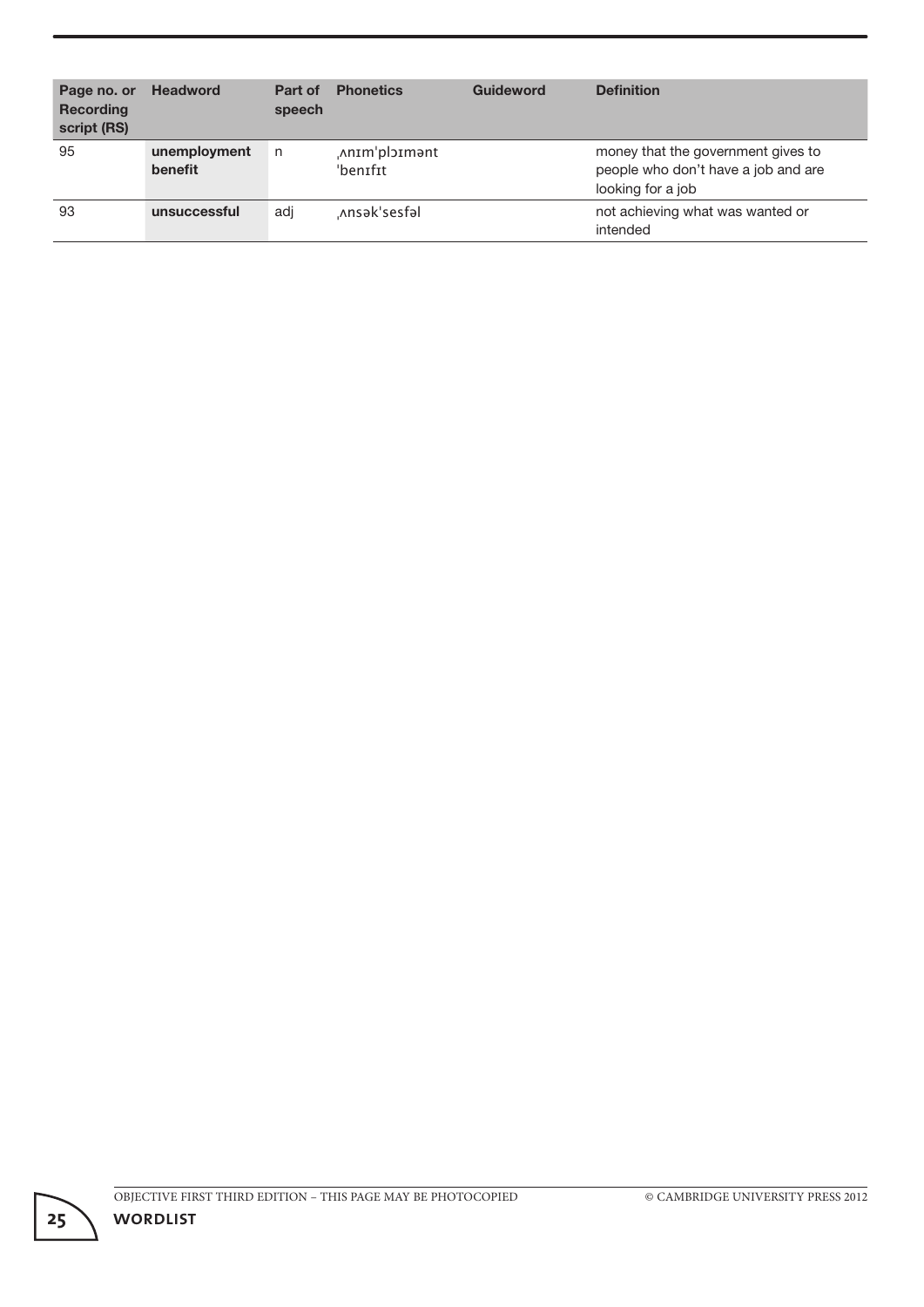| Page no. or Recording script (RS) | Headword | Part of speech | Phonetics | Guideword | Definition |
|---|---|---|---|---|---|
| 95 | **unemployment benefit** | n | ˌʌnɪmˈplɔɪmənt ˈbenɪfɪt | | money that the government gives to people who don't have a job and are looking for a job |
| 93 | **unsuccessful** | adj | ˌʌnsəkˈsesfəl | | not achieving what was wanted or intended |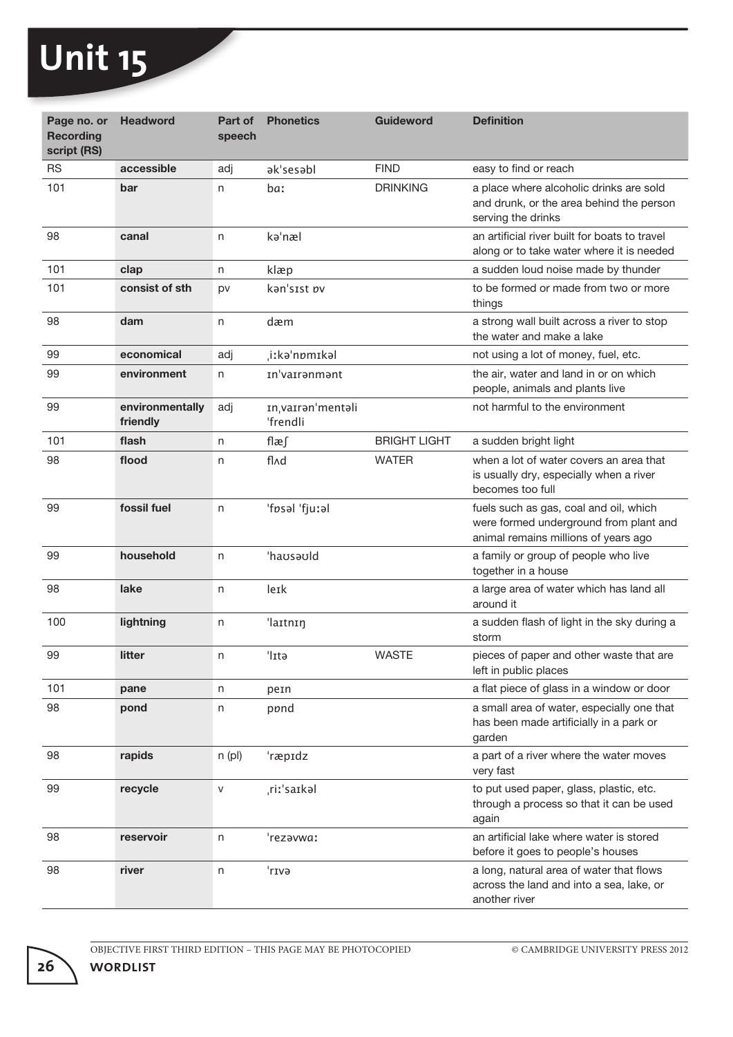# Unit 15

| Page no. or Recording script (RS) | Headword | Part of speech | Phonetics | Guideword | Definition |
|---|---|---|---|---|---|
| RS | **accessible** | adj | ək'sesəbl | FIND | easy to find or reach |
| 101 | **bar** | n | bɑː | DRINKING | a place where alcoholic drinks are sold and drunk, or the area behind the person serving the drinks |
| 98 | **canal** | n | kə'næl | | an artificial river built for boats to travel along or to take water where it is needed |
| 101 | **clap** | n | klæp | | a sudden loud noise made by thunder |
| 101 | **consist of sth** | pv | kən'sɪst ɒv | | to be formed or made from two or more things |
| 98 | **dam** | n | dæm | | a strong wall built across a river to stop the water and make a lake |
| 99 | **economical** | adj | ˌiːkə'nɒmɪkəl | | not using a lot of money, fuel, etc. |
| 99 | **environment** | n | ɪn'vaɪrənmənt | | the air, water and land in or on which people, animals and plants live |
| 99 | **environmentally friendly** | adj | ɪnˌvaɪrən'mentəli 'frendli | | not harmful to the environment |
| 101 | **flash** | n | flæʃ | BRIGHT LIGHT | a sudden bright light |
| 98 | **flood** | n | flʌd | WATER | when a lot of water covers an area that is usually dry, especially when a river becomes too full |
| 99 | **fossil fuel** | n | 'fɒsəl 'fjuːəl | | fuels such as gas, coal and oil, which were formed underground from plant and animal remains millions of years ago |
| 99 | **household** | n | 'haʊsəʊld | | a family or group of people who live together in a house |
| 98 | **lake** | n | leɪk | | a large area of water which has land all around it |
| 100 | **lightning** | n | 'laɪtnɪŋ | | a sudden flash of light in the sky during a storm |
| 99 | **litter** | n | 'lɪtə | WASTE | pieces of paper and other waste that are left in public places |
| 101 | **pane** | n | peɪn | | a flat piece of glass in a window or door |
| 98 | **pond** | n | pɒnd | | a small area of water, especially one that has been made artificially in a park or garden |
| 98 | **rapids** | n (pl) | 'ræpɪdz | | a part of a river where the water moves very fast |
| 99 | **recycle** | v | ˌriː'saɪkəl | | to put used paper, glass, plastic, etc. through a process so that it can be used again |
| 98 | **reservoir** | n | 'rezəvwɑː | | an artificial lake where water is stored before it goes to people's houses |
| 98 | **river** | n | 'rɪvə | | a long, natural area of water that flows across the land and into a sea, lake, or another river |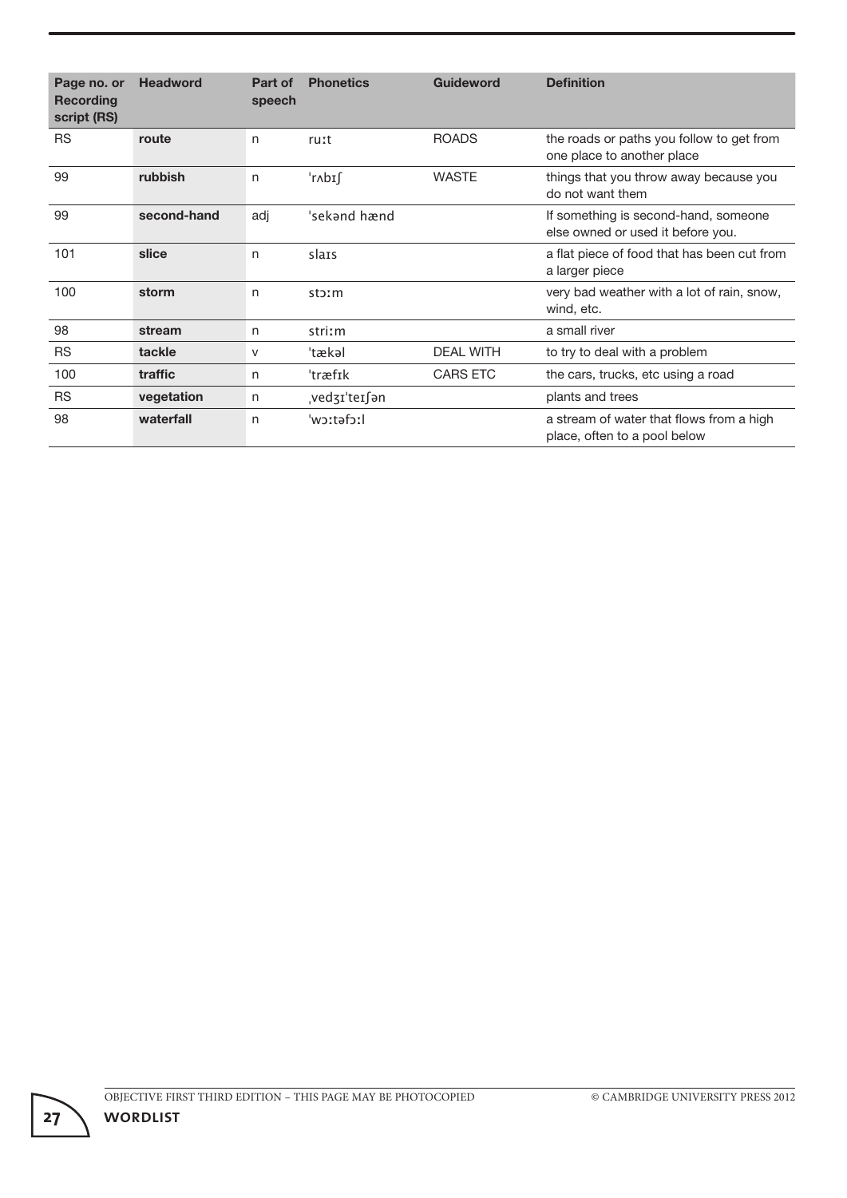| Page no. or Recording script (RS) | Headword | Part of speech | Phonetics | Guideword | Definition |
|---|---|---|---|---|---|
| RS | **route** | n | ruːt | ROADS | the roads or paths you follow to get from one place to another place |
| 99 | **rubbish** | n | ˈrʌbɪʃ | WASTE | things that you throw away because you do not want them |
| 99 | **second-hand** | adj | ˈsekənd hænd | | If something is second-hand, someone else owned or used it before you. |
| 101 | **slice** | n | slaɪs | | a flat piece of food that has been cut from a larger piece |
| 100 | **storm** | n | stɔːm | | very bad weather with a lot of rain, snow, wind, etc. |
| 98 | **stream** | n | striːm | | a small river |
| RS | **tackle** | v | ˈtækəl | DEAL WITH | to try to deal with a problem |
| 100 | **traffic** | n | ˈtræfɪk | CARS ETC | the cars, trucks, etc using a road |
| RS | **vegetation** | n | ˌvedʒɪˈteɪʃən | | plants and trees |
| 98 | **waterfall** | n | ˈwɔːtəfɔːl | | a stream of water that flows from a high place, often to a pool below |

OBJECTIVE FIRST THIRD EDITION – THIS PAGE MAY BE PHOTOCOPIED © CAMBRIDGE UNIVERSITY PRESS 2012

**WORDLIST**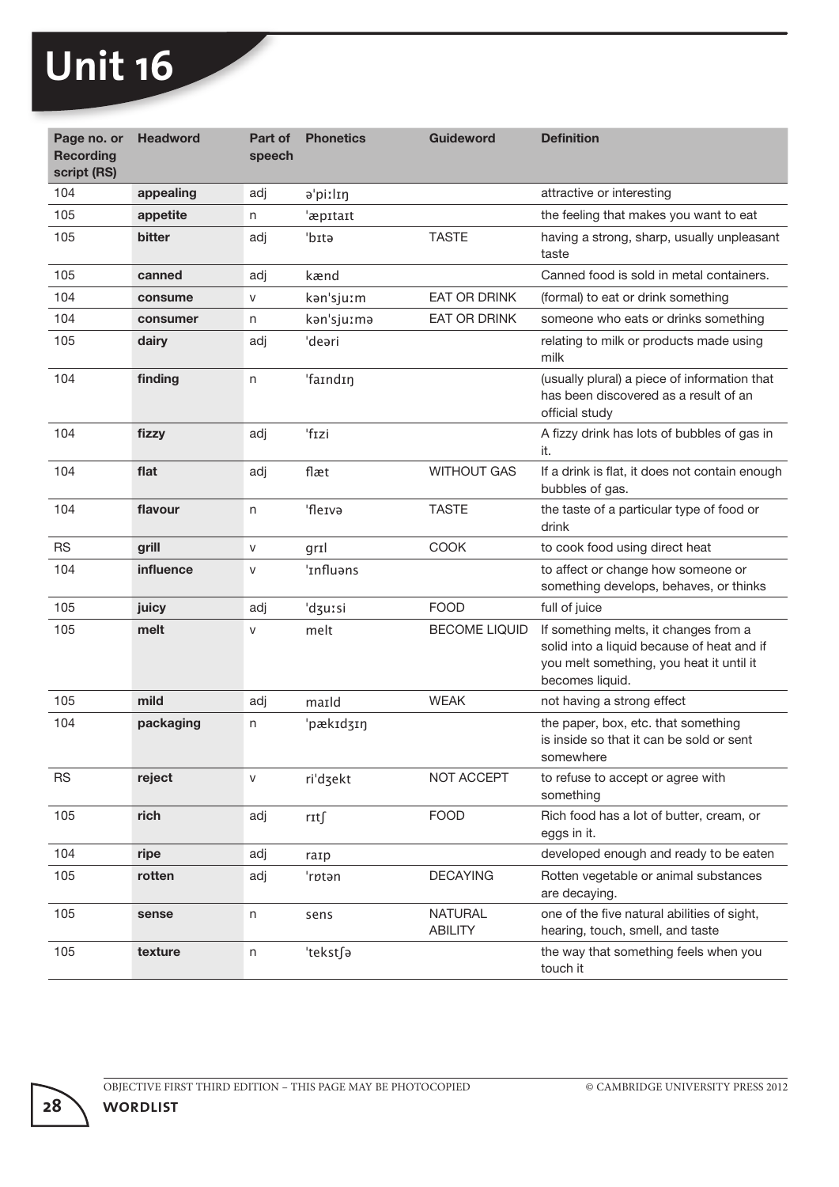# Unit 16

| Page no. or Recording script (RS) | Headword | Part of speech | Phonetics | Guideword | Definition |
|---|---|---|---|---|---|
| 104 | **appealing** | adj | ə'piːlɪŋ | | attractive or interesting |
| 105 | **appetite** | n | 'æpɪtaɪt | | the feeling that makes you want to eat |
| 105 | **bitter** | adj | 'bɪtə | TASTE | having a strong, sharp, usually unpleasant taste |
| 105 | **canned** | adj | kænd | | Canned food is sold in metal containers. |
| 104 | **consume** | v | kən'sjuːm | EAT OR DRINK | (formal) to eat or drink something |
| 104 | **consumer** | n | kən'sjuːmə | EAT OR DRINK | someone who eats or drinks something |
| 105 | **dairy** | adj | 'deəri | | relating to milk or products made using milk |
| 104 | **finding** | n | 'faɪndɪŋ | | (usually plural) a piece of information that has been discovered as a result of an official study |
| 104 | **fizzy** | adj | 'fɪzi | | A fizzy drink has lots of bubbles of gas in it. |
| 104 | **flat** | adj | flæt | WITHOUT GAS | If a drink is flat, it does not contain enough bubbles of gas. |
| 104 | **flavour** | n | 'fleɪvə | TASTE | the taste of a particular type of food or drink |
| RS | **grill** | v | grɪl | COOK | to cook food using direct heat |
| 104 | **influence** | v | 'ɪnfluəns | | to affect or change how someone or something develops, behaves, or thinks |
| 105 | **juicy** | adj | 'dʒuːsi | FOOD | full of juice |
| 105 | **melt** | v | melt | BECOME LIQUID | If something melts, it changes from a solid into a liquid because of heat and if you melt something, you heat it until it becomes liquid. |
| 105 | **mild** | adj | maɪld | WEAK | not having a strong effect |
| 104 | **packaging** | n | 'pækɪdʒɪŋ | | the paper, box, etc. that something is inside so that it can be sold or sent somewhere |
| RS | **reject** | v | ri'dʒekt | NOT ACCEPT | to refuse to accept or agree with something |
| 105 | **rich** | adj | rɪtʃ | FOOD | Rich food has a lot of butter, cream, or eggs in it. |
| 104 | **ripe** | adj | raɪp | | developed enough and ready to be eaten |
| 105 | **rotten** | adj | 'rɒtən | DECAYING | Rotten vegetable or animal substances are decaying. |
| 105 | **sense** | n | sens | NATURAL ABILITY | one of the five natural abilities of sight, hearing, touch, smell, and taste |
| 105 | **texture** | n | 'tekstʃə | | the way that something feels when you touch it |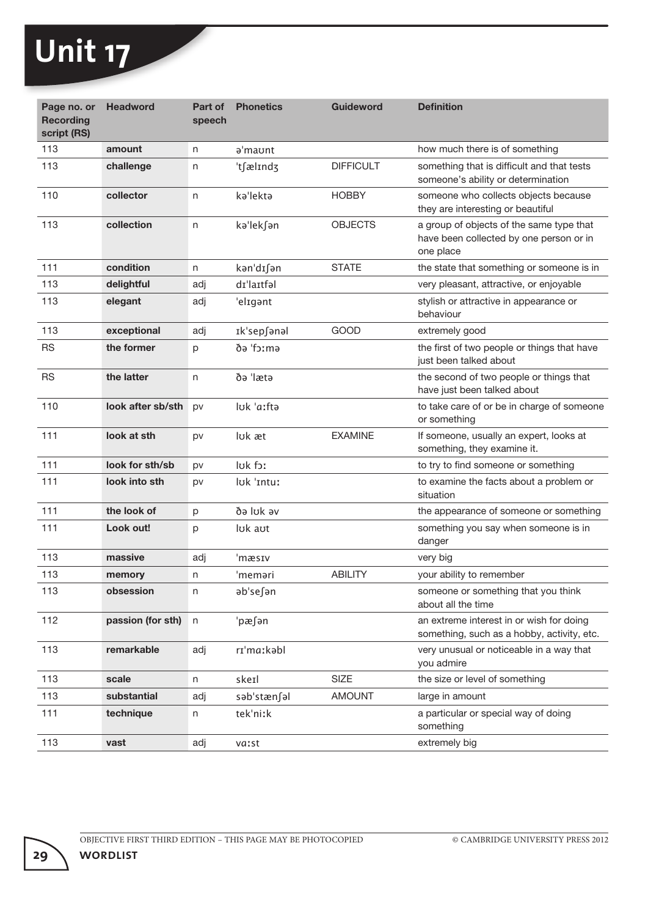# Unit 17

| Page no. or Recording script (RS) | Headword | Part of speech | Phonetics | Guideword | Definition |
|---|---|---|---|---|---|
| 113 | **amount** | n | əˈmaʊnt | | how much there is of something |
| 113 | **challenge** | n | ˈtʃælɪndʒ | DIFFICULT | something that is difficult and that tests someone's ability or determination |
| 110 | **collector** | n | kəˈlektə | HOBBY | someone who collects objects because they are interesting or beautiful |
| 113 | **collection** | n | kəˈlekʃən | OBJECTS | a group of objects of the same type that have been collected by one person or in one place |
| 111 | **condition** | n | kənˈdɪʃən | STATE | the state that something or someone is in |
| 113 | **delightful** | adj | dɪˈlaɪtfəl | | very pleasant, attractive, or enjoyable |
| 113 | **elegant** | adj | ˈelɪgənt | | stylish or attractive in appearance or behaviour |
| 113 | **exceptional** | adj | ɪkˈsepʃənəl | GOOD | extremely good |
| RS | **the former** | p | ðə ˈfɔːmə | | the first of two people or things that have just been talked about |
| RS | **the latter** | n | ðə ˈlætə | | the second of two people or things that have just been talked about |
| 110 | **look after sb/sth** | pv | lʊk ˈɑːftə | | to take care of or be in charge of someone or something |
| 111 | **look at sth** | pv | lʊk æt | EXAMINE | If someone, usually an expert, looks at something, they examine it. |
| 111 | **look for sth/sb** | pv | lʊk fɔː | | to try to find someone or something |
| 111 | **look into sth** | pv | lʊk ˈɪntuː | | to examine the facts about a problem or situation |
| 111 | **the look of** | p | ðə lʊk əv | | the appearance of someone or something |
| 111 | **Look out!** | p | lʊk aʊt | | something you say when someone is in danger |
| 113 | **massive** | adj | ˈmæsɪv | | very big |
| 113 | **memory** | n | ˈmeməri | ABILITY | your ability to remember |
| 113 | **obsession** | n | əbˈseʃən | | someone or something that you think about all the time |
| 112 | **passion (for sth)** | n | ˈpæʃən | | an extreme interest in or wish for doing something, such as a hobby, activity, etc. |
| 113 | **remarkable** | adj | rɪˈmɑːkəbl | | very unusual or noticeable in a way that you admire |
| 113 | **scale** | n | skeɪl | SIZE | the size or level of something |
| 113 | **substantial** | adj | səbˈstænʃəl | AMOUNT | large in amount |
| 111 | **technique** | n | tekˈniːk | | a particular or special way of doing something |
| 113 | **vast** | adj | vɑːst | | extremely big |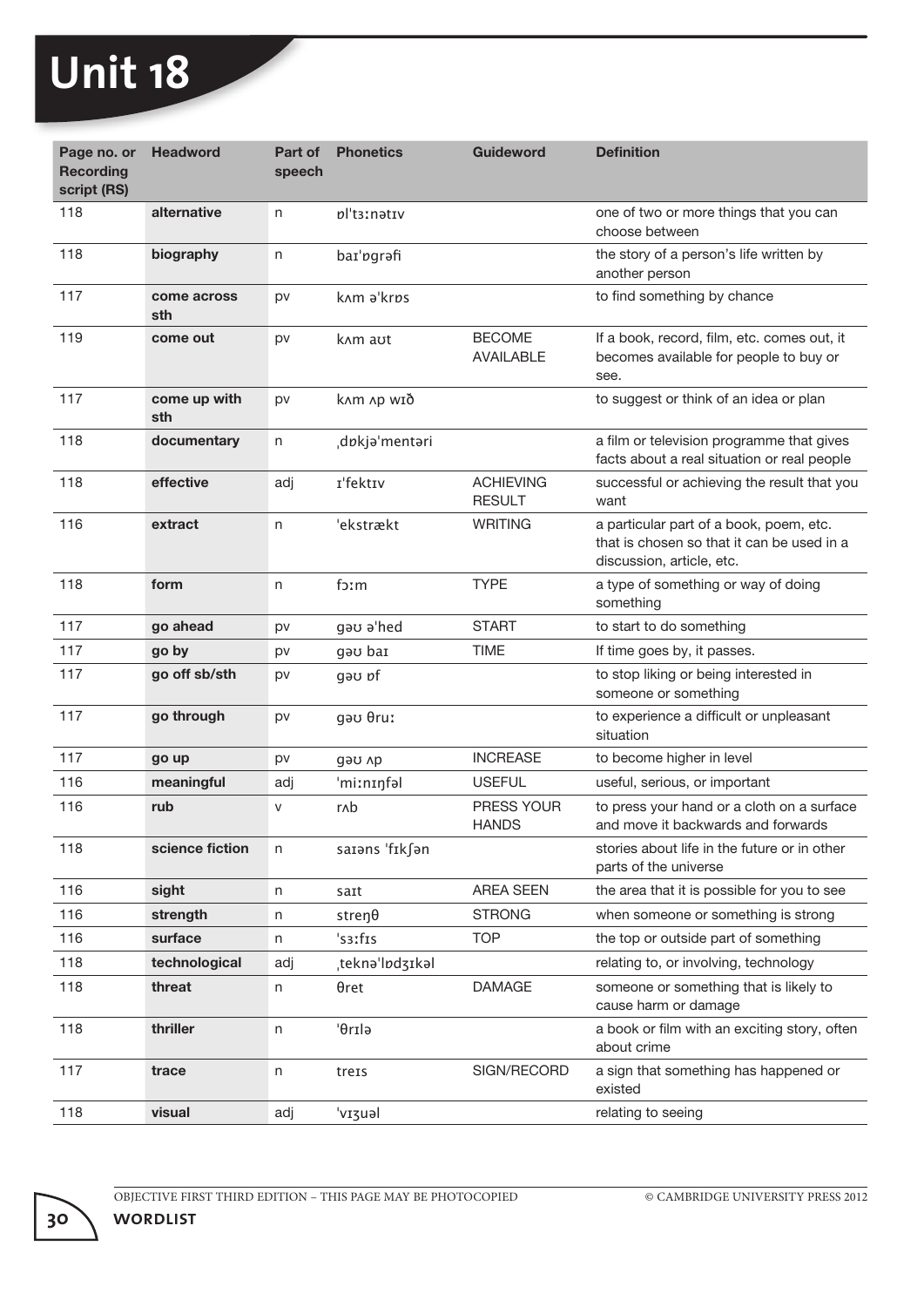# Unit 18

| Page no. or Recording script (RS) | Headword | Part of speech | Phonetics | Guideword | Definition |
|---|---|---|---|---|---|
| 118 | **alternative** | n | ɒl'tɜːnətɪv | | one of two or more things that you can choose between |
| 118 | **biography** | n | baɪ'ɒgrəfi | | the story of a person's life written by another person |
| 117 | **come across sth** | pv | kʌm ə'krɒs | | to find something by chance |
| 119 | **come out** | pv | kʌm aʊt | BECOME AVAILABLE | If a book, record, film, etc. comes out, it becomes available for people to buy or see. |
| 117 | **come up with sth** | pv | kʌm ʌp wɪð | | to suggest or think of an idea or plan |
| 118 | **documentary** | n | ˌdɒkjə'mentəri | | a film or television programme that gives facts about a real situation or real people |
| 118 | **effective** | adj | ɪ'fektɪv | ACHIEVING RESULT | successful or achieving the result that you want |
| 116 | **extract** | n | 'ekstrækt | WRITING | a particular part of a book, poem, etc. that is chosen so that it can be used in a discussion, article, etc. |
| 118 | **form** | n | fɔːm | TYPE | a type of something or way of doing something |
| 117 | **go ahead** | pv | gəʊ ə'hed | START | to start to do something |
| 117 | **go by** | pv | gəʊ baɪ | TIME | If time goes by, it passes. |
| 117 | **go off sb/sth** | pv | gəʊ ɒf | | to stop liking or being interested in someone or something |
| 117 | **go through** | pv | gəʊ θruː | | to experience a difficult or unpleasant situation |
| 117 | **go up** | pv | gəʊ ʌp | INCREASE | to become higher in level |
| 116 | **meaningful** | adj | 'miːnɪŋfəl | USEFUL | useful, serious, or important |
| 116 | **rub** | v | rʌb | PRESS YOUR HANDS | to press your hand or a cloth on a surface and move it backwards and forwards |
| 118 | **science fiction** | n | saɪəns 'fɪkʃən | | stories about life in the future or in other parts of the universe |
| 116 | **sight** | n | saɪt | AREA SEEN | the area that it is possible for you to see |
| 116 | **strength** | n | streŋθ | STRONG | when someone or something is strong |
| 116 | **surface** | n | 'sɜːfɪs | TOP | the top or outside part of something |
| 118 | **technological** | adj | ˌteknə'lɒdʒɪkəl | | relating to, or involving, technology |
| 118 | **threat** | n | θret | DAMAGE | someone or something that is likely to cause harm or damage |
| 118 | **thriller** | n | 'θrɪlə | | a book or film with an exciting story, often about crime |
| 117 | **trace** | n | treɪs | SIGN/RECORD | a sign that something has happened or existed |
| 118 | **visual** | adj | 'vɪʒuəl | | relating to seeing |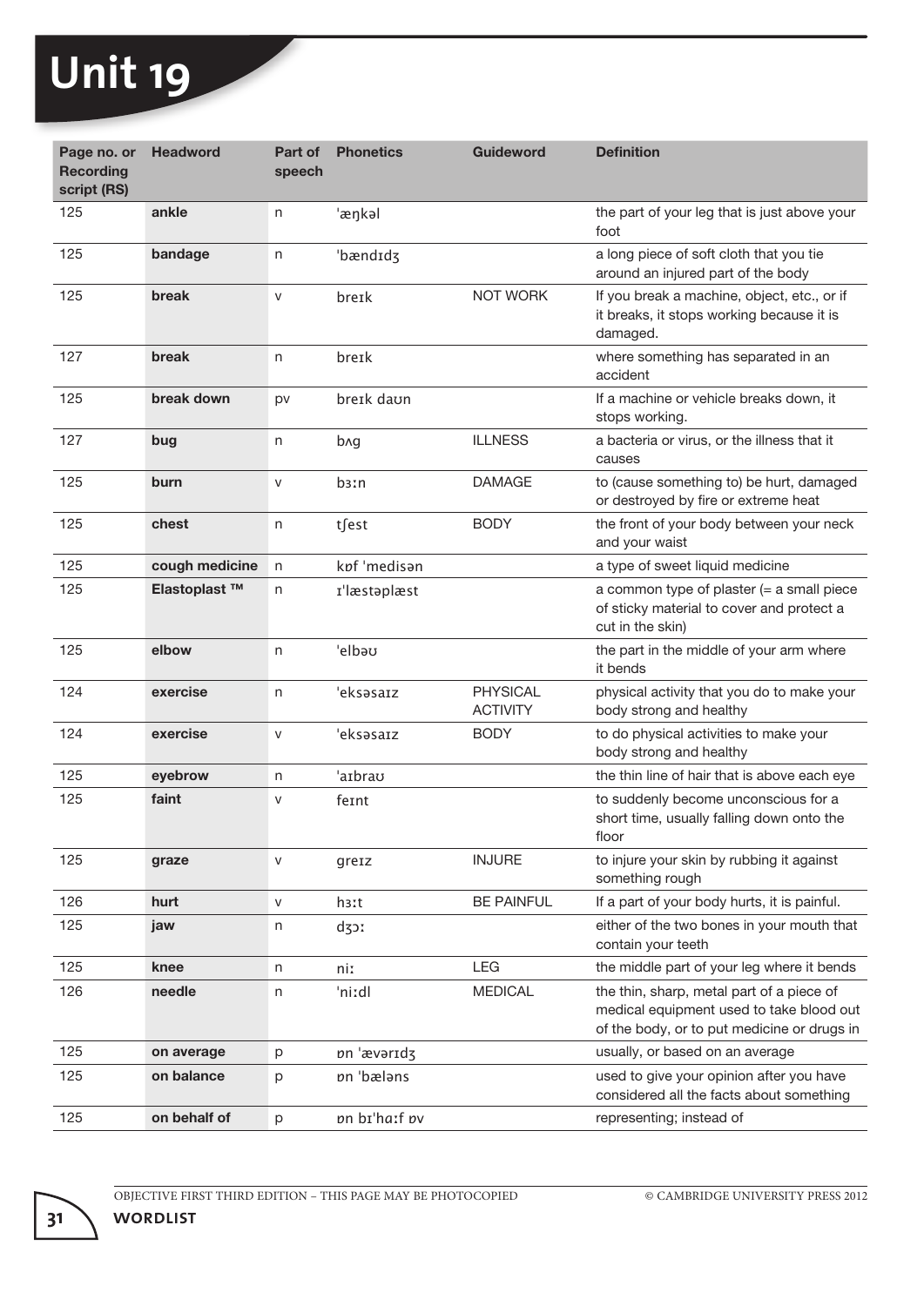# Unit 19

| Page no. or Recording script (RS) | Headword | Part of speech | Phonetics | Guideword | Definition |
|---|---|---|---|---|---|
| 125 | **ankle** | n | ˈæŋkəl | | the part of your leg that is just above your foot |
| 125 | **bandage** | n | ˈbændɪdʒ | | a long piece of soft cloth that you tie around an injured part of the body |
| 125 | **break** | v | breɪk | NOT WORK | If you break a machine, object, etc., or if it breaks, it stops working because it is damaged. |
| 127 | **break** | n | breɪk | | where something has separated in an accident |
| 125 | **break down** | pv | breɪk daʊn | | If a machine or vehicle breaks down, it stops working. |
| 127 | **bug** | n | bʌg | ILLNESS | a bacteria or virus, or the illness that it causes |
| 125 | **burn** | v | bɜːn | DAMAGE | to (cause something to) be hurt, damaged or destroyed by fire or extreme heat |
| 125 | **chest** | n | tʃest | BODY | the front of your body between your neck and your waist |
| 125 | **cough medicine** | n | kɒf ˈmedisən | | a type of sweet liquid medicine |
| 125 | **Elastoplast ™** | n | ɪˈlæstəplæst | | a common type of plaster (= a small piece of sticky material to cover and protect a cut in the skin) |
| 125 | **elbow** | n | ˈelbəʊ | | the part in the middle of your arm where it bends |
| 124 | **exercise** | n | ˈeksəsaɪz | PHYSICAL ACTIVITY | physical activity that you do to make your body strong and healthy |
| 124 | **exercise** | v | ˈeksəsaɪz | BODY | to do physical activities to make your body strong and healthy |
| 125 | **eyebrow** | n | ˈaɪbraʊ | | the thin line of hair that is above each eye |
| 125 | **faint** | v | feɪnt | | to suddenly become unconscious for a short time, usually falling down onto the floor |
| 125 | **graze** | v | greɪz | INJURE | to injure your skin by rubbing it against something rough |
| 126 | **hurt** | v | hɜːt | BE PAINFUL | If a part of your body hurts, it is painful. |
| 125 | **jaw** | n | dʒɔː | | either of the two bones in your mouth that contain your teeth |
| 125 | **knee** | n | niː | LEG | the middle part of your leg where it bends |
| 126 | **needle** | n | ˈniːdl | MEDICAL | the thin, sharp, metal part of a piece of medical equipment used to take blood out of the body, or to put medicine or drugs in |
| 125 | **on average** | p | ɒn ˈævərɪdʒ | | usually, or based on an average |
| 125 | **on balance** | p | ɒn ˈbæləns | | used to give your opinion after you have considered all the facts about something |
| 125 | **on behalf of** | p | ɒn bɪˈhɑːf ɒv | | representing; instead of |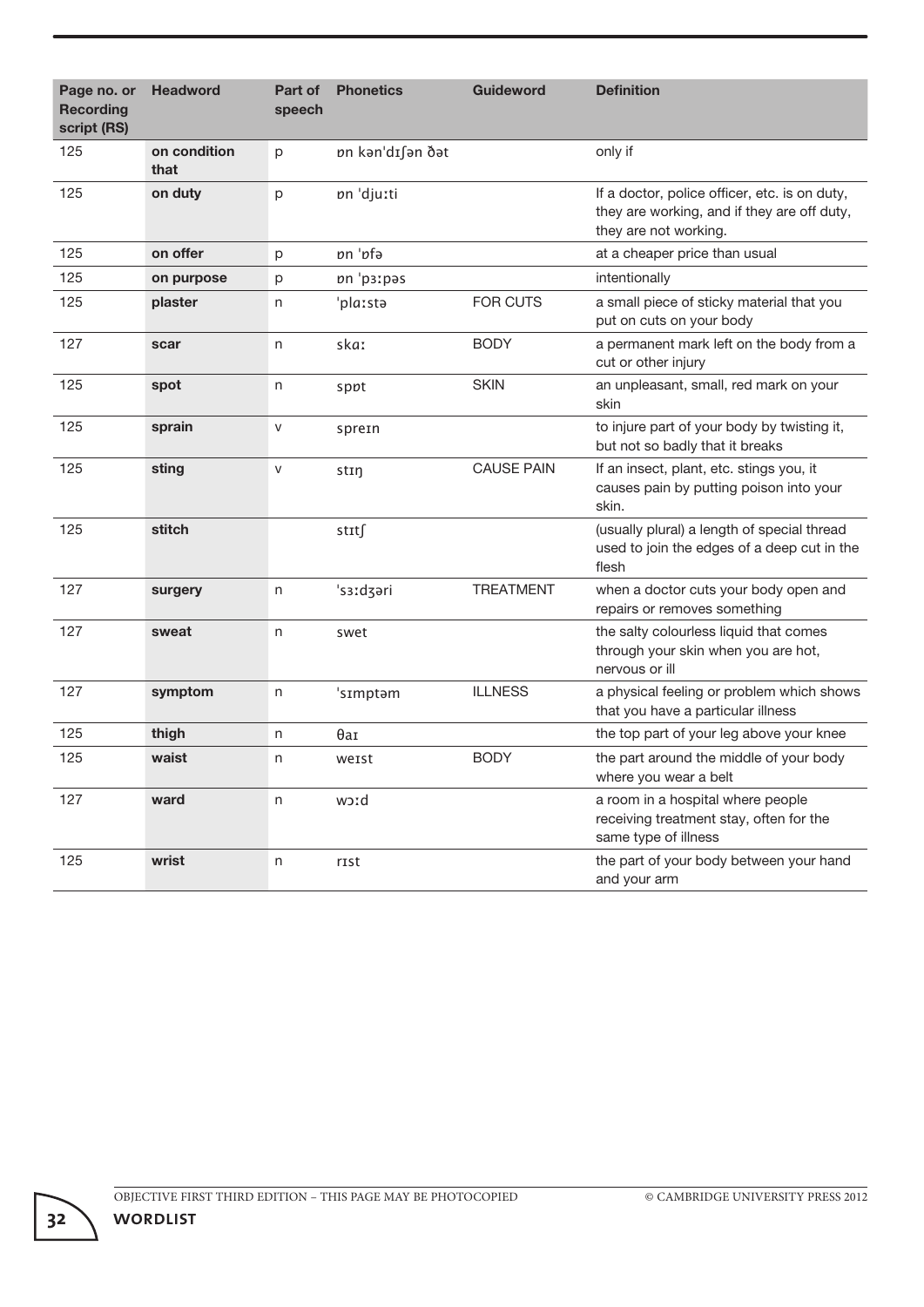| Page no. or Recording script (RS) | Headword | Part of speech | Phonetics | Guideword | Definition |
| --- | --- | --- | --- | --- | --- |
| 125 | **on condition that** | p | ɒn kən'dɪʃən ðət | | only if |
| 125 | **on duty** | p | ɒn 'djuːti | | If a doctor, police officer, etc. is on duty, they are working, and if they are off duty, they are not working. |
| 125 | **on offer** | p | ɒn 'ɒfə | | at a cheaper price than usual |
| 125 | **on purpose** | p | ɒn 'pɜːpəs | | intentionally |
| 125 | **plaster** | n | 'plɑːstə | FOR CUTS | a small piece of sticky material that you put on cuts on your body |
| 127 | **scar** | n | skɑː | BODY | a permanent mark left on the body from a cut or other injury |
| 125 | **spot** | n | spɒt | SKIN | an unpleasant, small, red mark on your skin |
| 125 | **sprain** | v | spreɪn | | to injure part of your body by twisting it, but not so badly that it breaks |
| 125 | **sting** | v | stɪŋ | CAUSE PAIN | If an insect, plant, etc. stings you, it causes pain by putting poison into your skin. |
| 125 | **stitch** | | stɪtʃ | | (usually plural) a length of special thread used to join the edges of a deep cut in the flesh |
| 127 | **surgery** | n | 'sɜːdʒəri | TREATMENT | when a doctor cuts your body open and repairs or removes something |
| 127 | **sweat** | n | swet | | the salty colourless liquid that comes through your skin when you are hot, nervous or ill |
| 127 | **symptom** | n | 'sɪmptəm | ILLNESS | a physical feeling or problem which shows that you have a particular illness |
| 125 | **thigh** | n | θaɪ | | the top part of your leg above your knee |
| 125 | **waist** | n | weɪst | BODY | the part around the middle of your body where you wear a belt |
| 127 | **ward** | n | wɔːd | | a room in a hospital where people receiving treatment stay, often for the same type of illness |
| 125 | **wrist** | n | rɪst | | the part of your body between your hand and your arm |

OBJECTIVE FIRST THIRD EDITION – THIS PAGE MAY BE PHOTOCOPIED © CAMBRIDGE UNIVERSITY PRESS 2012

**WORDLIST**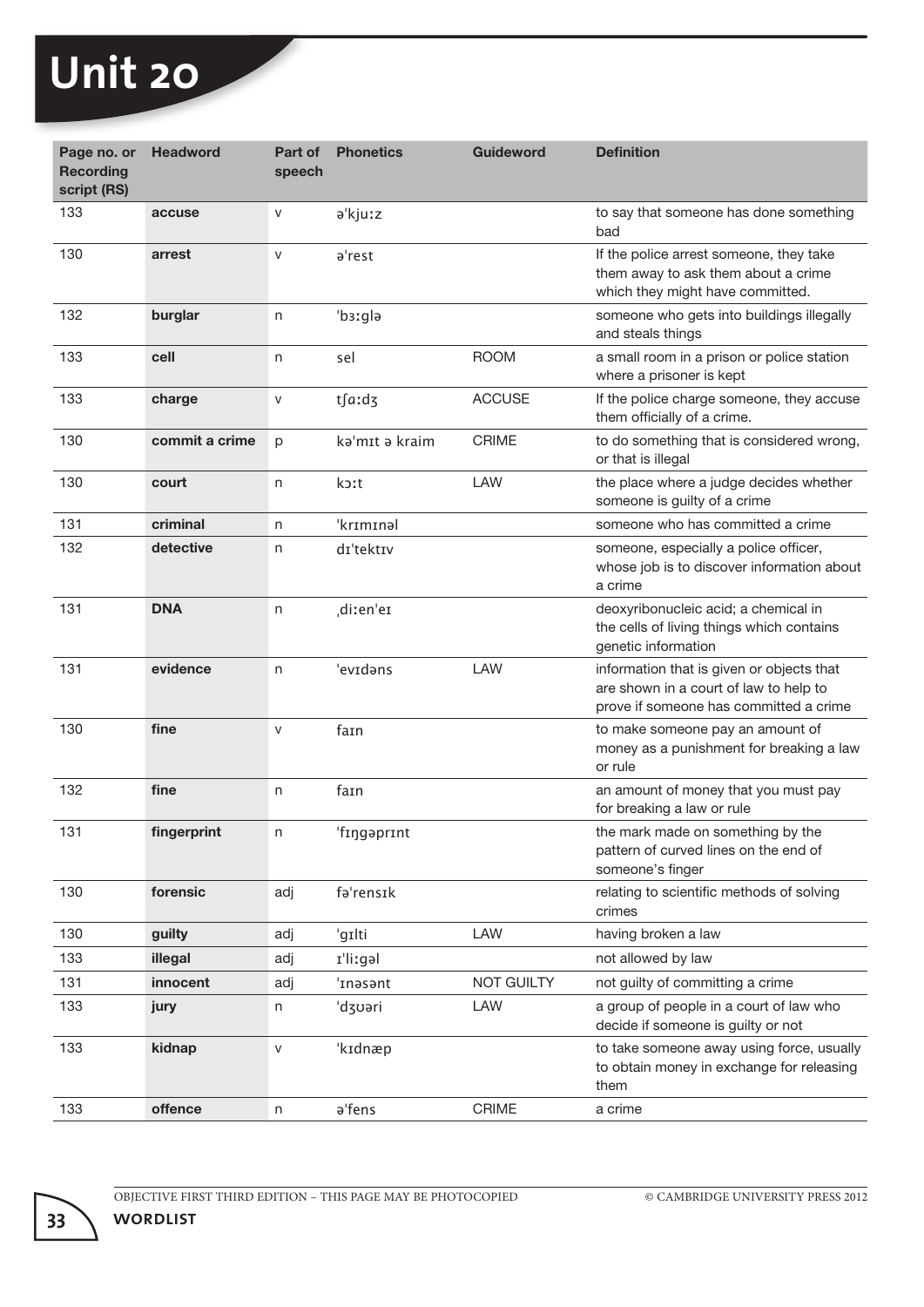# Unit 20

| Page no. or Recording script (RS) | Headword | Part of speech | Phonetics | Guideword | Definition |
|---|---|---|---|---|---|
| 133 | **accuse** | v | əˈkjuːz | | to say that someone has done something bad |
| 130 | **arrest** | v | əˈrest | | If the police arrest someone, they take them away to ask them about a crime which they might have committed. |
| 132 | **burglar** | n | ˈbɜːglə | | someone who gets into buildings illegally and steals things |
| 133 | **cell** | n | sel | ROOM | a small room in a prison or police station where a prisoner is kept |
| 133 | **charge** | v | tʃɑːdʒ | ACCUSE | If the police charge someone, they accuse them officially of a crime. |
| 130 | **commit a crime** | p | kəˈmɪt ə kraim | CRIME | to do something that is considered wrong, or that is illegal |
| 130 | **court** | n | kɔːt | LAW | the place where a judge decides whether someone is guilty of a crime |
| 131 | **criminal** | n | ˈkrɪmɪnəl | | someone who has committed a crime |
| 132 | **detective** | n | dɪˈtektɪv | | someone, especially a police officer, whose job is to discover information about a crime |
| 131 | **DNA** | n | ˌdiːenˈeɪ | | deoxyribonucleic acid; a chemical in the cells of living things which contains genetic information |
| 131 | **evidence** | n | ˈevɪdəns | LAW | information that is given or objects that are shown in a court of law to help to prove if someone has committed a crime |
| 130 | **fine** | v | faɪn | | to make someone pay an amount of money as a punishment for breaking a law or rule |
| 132 | **fine** | n | faɪn | | an amount of money that you must pay for breaking a law or rule |
| 131 | **fingerprint** | n | ˈfɪŋgəprɪnt | | the mark made on something by the pattern of curved lines on the end of someone's finger |
| 130 | **forensic** | adj | fəˈrensɪk | | relating to scientific methods of solving crimes |
| 130 | **guilty** | adj | ˈgɪlti | LAW | having broken a law |
| 133 | **illegal** | adj | ɪˈliːgəl | | not allowed by law |
| 131 | **innocent** | adj | ˈɪnəsənt | NOT GUILTY | not guilty of committing a crime |
| 133 | **jury** | n | ˈdʒʊəri | LAW | a group of people in a court of law who decide if someone is guilty or not |
| 133 | **kidnap** | v | ˈkɪdnæp | | to take someone away using force, usually to obtain money in exchange for releasing them |
| 133 | **offence** | n | əˈfens | CRIME | a crime |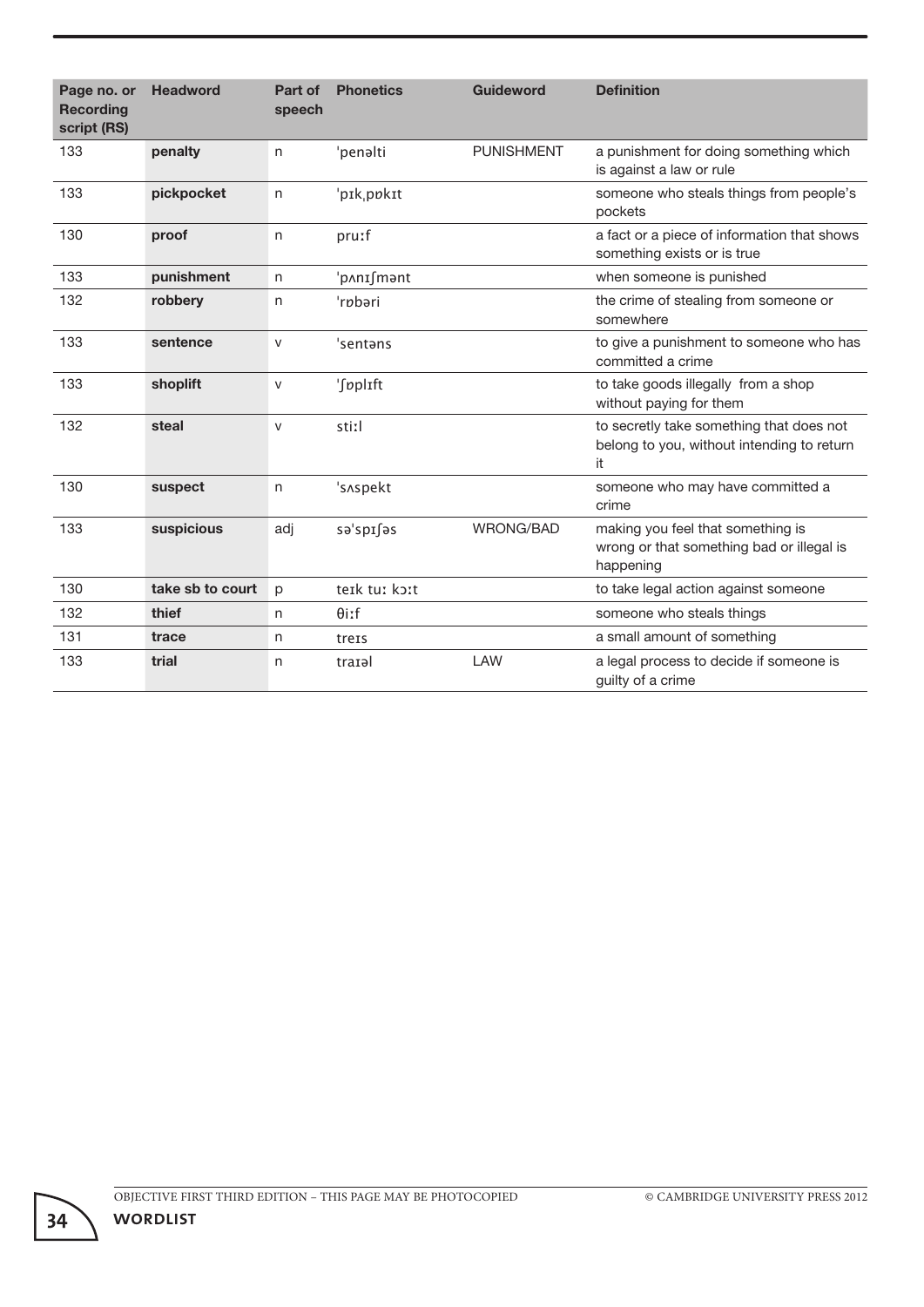| Page no. or Recording script (RS) | Headword | Part of speech | Phonetics | Guideword | Definition |
|---|---|---|---|---|---|
| 133 | **penalty** | n | ˈpenəlti | PUNISHMENT | a punishment for doing something which is against a law or rule |
| 133 | **pickpocket** | n | ˈpɪkˌpɒkɪt | | someone who steals things from people's pockets |
| 130 | **proof** | n | pruːf | | a fact or a piece of information that shows something exists or is true |
| 133 | **punishment** | n | ˈpʌnɪʃmənt | | when someone is punished |
| 132 | **robbery** | n | ˈrɒbəri | | the crime of stealing from someone or somewhere |
| 133 | **sentence** | v | ˈsentəns | | to give a punishment to someone who has committed a crime |
| 133 | **shoplift** | v | ˈʃɒplɪft | | to take goods illegally from a shop without paying for them |
| 132 | **steal** | v | stiːl | | to secretly take something that does not belong to you, without intending to return it |
| 130 | **suspect** | n | ˈsʌspekt | | someone who may have committed a crime |
| 133 | **suspicious** | adj | səˈspɪʃəs | WRONG/BAD | making you feel that something is wrong or that something bad or illegal is happening |
| 130 | **take sb to court** | p | teɪk tuː kɔːt | | to take legal action against someone |
| 132 | **thief** | n | θiːf | | someone who steals things |
| 131 | **trace** | n | treɪs | | a small amount of something |
| 133 | **trial** | n | traɪəl | LAW | a legal process to decide if someone is guilty of a crime |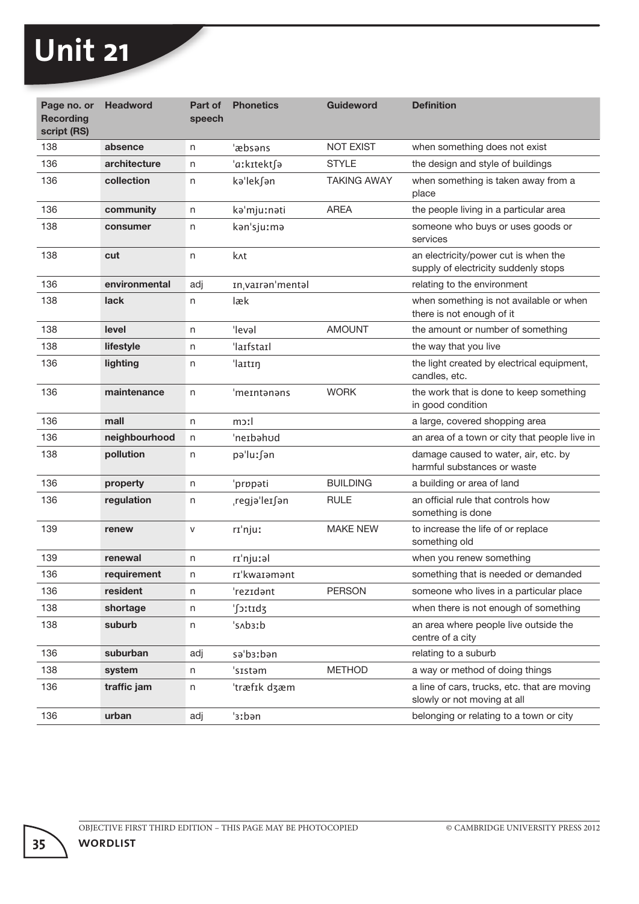# Unit 21

| Page no. or Recording script (RS) | Headword | Part of speech | Phonetics | Guideword | Definition |
|---|---|---|---|---|---|
| 138 | **absence** | n | ˈæbsəns | NOT EXIST | when something does not exist |
| 136 | **architecture** | n | ˈɑːkɪtektʃə | STYLE | the design and style of buildings |
| 136 | **collection** | n | kəˈlekʃən | TAKING AWAY | when something is taken away from a place |
| 136 | **community** | n | kəˈmjuːnəti | AREA | the people living in a particular area |
| 138 | **consumer** | n | kənˈsjuːmə | | someone who buys or uses goods or services |
| 138 | **cut** | n | kʌt | | an electricity/power cut is when the supply of electricity suddenly stops |
| 136 | **environmental** | adj | ɪnˌvaɪrənˈmentəl | | relating to the environment |
| 138 | **lack** | n | læk | | when something is not available or when there is not enough of it |
| 138 | **level** | n | ˈlevəl | AMOUNT | the amount or number of something |
| 138 | **lifestyle** | n | ˈlaɪfstaɪl | | the way that you live |
| 136 | **lighting** | n | ˈlaɪtɪŋ | | the light created by electrical equipment, candles, etc. |
| 136 | **maintenance** | n | ˈmeɪntənəns | WORK | the work that is done to keep something in good condition |
| 136 | **mall** | n | mɔːl | | a large, covered shopping area |
| 136 | **neighbourhood** | n | ˈneɪbəhʊd | | an area of a town or city that people live in |
| 138 | **pollution** | n | pəˈluːʃən | | damage caused to water, air, etc. by harmful substances or waste |
| 136 | **property** | n | ˈprɒpəti | BUILDING | a building or area of land |
| 136 | **regulation** | n | ˌregjəˈleɪʃən | RULE | an official rule that controls how something is done |
| 139 | **renew** | v | rɪˈnjuː | MAKE NEW | to increase the life of or replace something old |
| 139 | **renewal** | n | rɪˈnjuːəl | | when you renew something |
| 136 | **requirement** | n | rɪˈkwaɪəmənt | | something that is needed or demanded |
| 136 | **resident** | n | ˈrezɪdənt | PERSON | someone who lives in a particular place |
| 138 | **shortage** | n | ˈʃɔːtɪdʒ | | when there is not enough of something |
| 138 | **suburb** | n | ˈsʌbɜːb | | an area where people live outside the centre of a city |
| 136 | **suburban** | adj | səˈbɜːbən | | relating to a suburb |
| 138 | **system** | n | ˈsɪstəm | METHOD | a way or method of doing things |
| 136 | **traffic jam** | n | ˈtræfɪk dʒæm | | a line of cars, trucks, etc. that are moving slowly or not moving at all |
| 136 | **urban** | adj | ˈɜːbən | | belonging or relating to a town or city |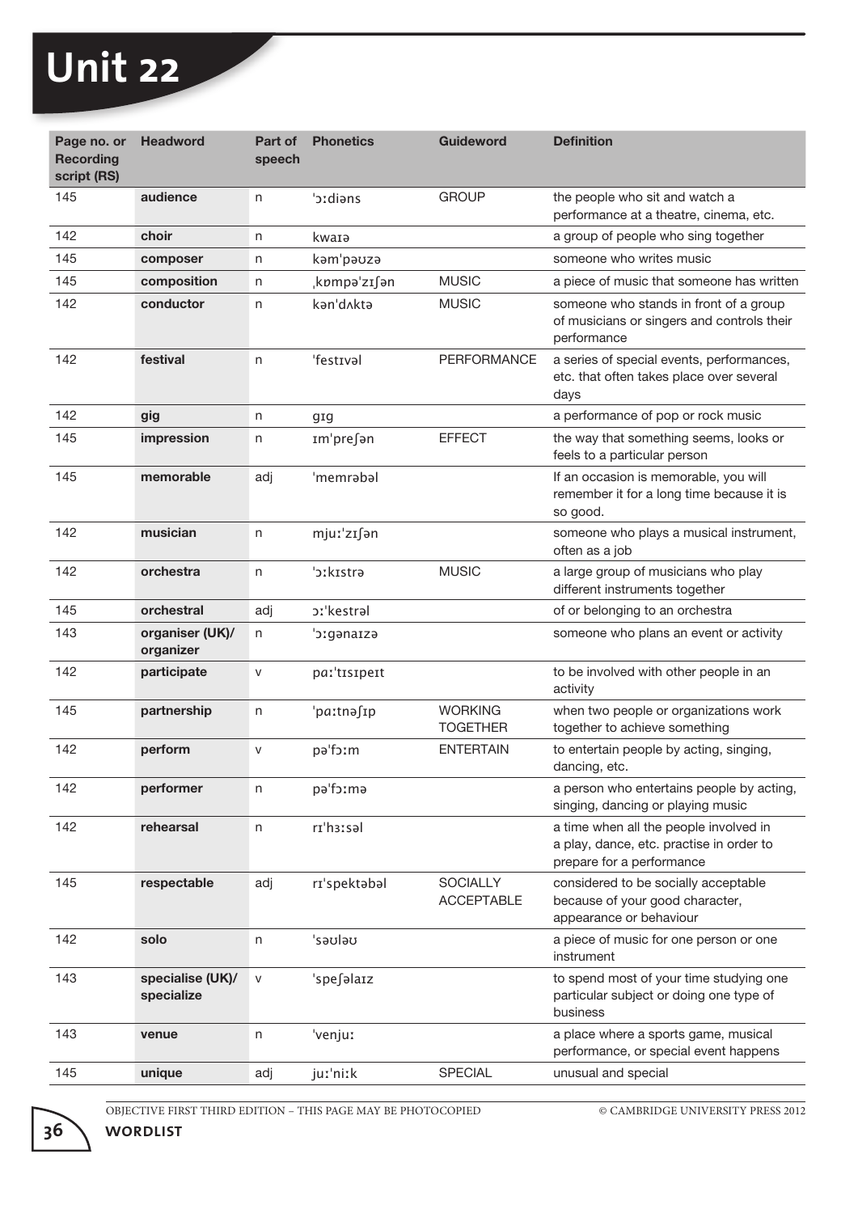# Unit 22

| Page no. or Recording script (RS) | Headword | Part of speech | Phonetics | Guideword | Definition |
|---|---|---|---|---|---|
| 145 | **audience** | n | ˈɔːdiəns | GROUP | the people who sit and watch a performance at a theatre, cinema, etc. |
| 142 | **choir** | n | kwaɪə | | a group of people who sing together |
| 145 | **composer** | n | kəmˈpəʊzə | | someone who writes music |
| 145 | **composition** | n | ˌkɒmpəˈzɪʃən | MUSIC | a piece of music that someone has written |
| 142 | **conductor** | n | kənˈdʌktə | MUSIC | someone who stands in front of a group of musicians or singers and controls their performance |
| 142 | **festival** | n | ˈfestɪvəl | PERFORMANCE | a series of special events, performances, etc. that often takes place over several days |
| 142 | **gig** | n | gɪg | | a performance of pop or rock music |
| 145 | **impression** | n | ɪmˈpreʃən | EFFECT | the way that something seems, looks or feels to a particular person |
| 145 | **memorable** | adj | ˈmemrəbəl | | If an occasion is memorable, you will remember it for a long time because it is so good. |
| 142 | **musician** | n | mjuːˈzɪʃən | | someone who plays a musical instrument, often as a job |
| 142 | **orchestra** | n | ˈɔːkɪstrə | MUSIC | a large group of musicians who play different instruments together |
| 145 | **orchestral** | adj | ɔːˈkestrəl | | of or belonging to an orchestra |
| 143 | **organiser (UK)/ organizer** | n | ˈɔːgənaɪzə | | someone who plans an event or activity |
| 142 | **participate** | v | pɑːˈtɪsɪpeɪt | | to be involved with other people in an activity |
| 145 | **partnership** | n | ˈpɑːtnəʃɪp | WORKING TOGETHER | when two people or organizations work together to achieve something |
| 142 | **perform** | v | pəˈfɔːm | ENTERTAIN | to entertain people by acting, singing, dancing, etc. |
| 142 | **performer** | n | pəˈfɔːmə | | a person who entertains people by acting, singing, dancing or playing music |
| 142 | **rehearsal** | n | rɪˈhɜːsəl | | a time when all the people involved in a play, dance, etc. practise in order to prepare for a performance |
| 145 | **respectable** | adj | rɪˈspektəbəl | SOCIALLY ACCEPTABLE | considered to be socially acceptable because of your good character, appearance or behaviour |
| 142 | **solo** | n | ˈsəʊləʊ | | a piece of music for one person or one instrument |
| 143 | **specialise (UK)/ specialize** | v | ˈspeʃəlaɪz | | to spend most of your time studying one particular subject or doing one type of business |
| 143 | **venue** | n | ˈvenjuː | | a place where a sports game, musical performance, or special event happens |
| 145 | **unique** | adj | juːˈniːk | SPECIAL | unusual and special |

OBJECTIVE FIRST THIRD EDITION – THIS PAGE MAY BE PHOTOCOPIED © CAMBRIDGE UNIVERSITY PRESS 2012

WORDLIST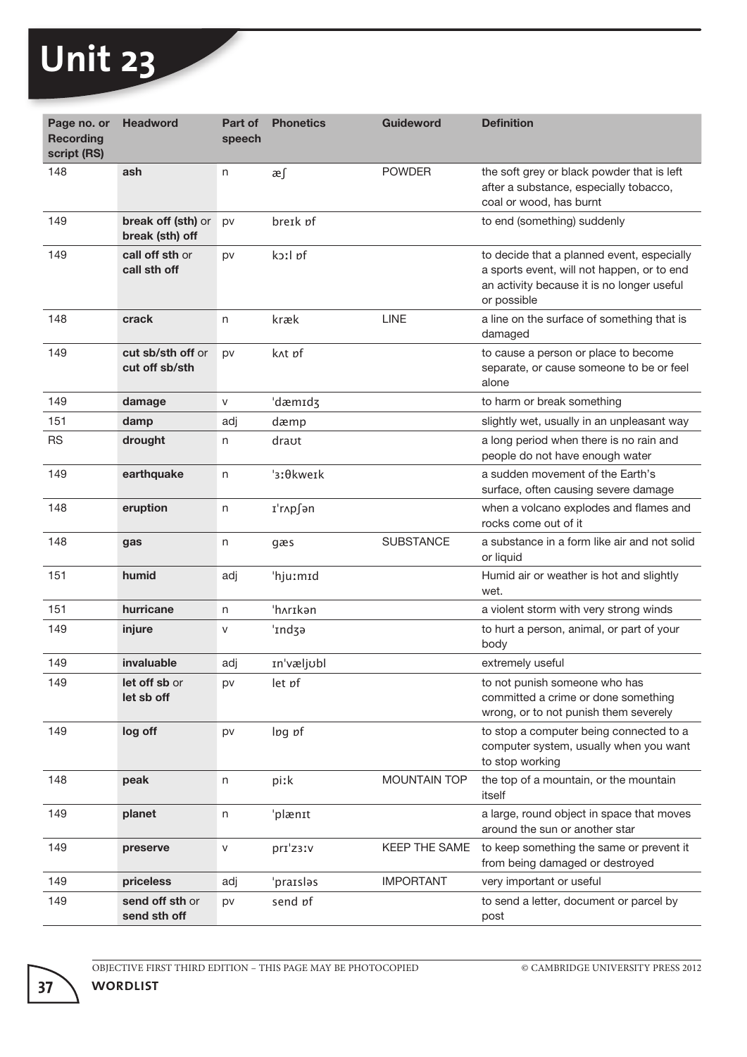# Unit 23

| Page no. or Recording script (RS) | Headword | Part of speech | Phonetics | Guideword | Definition |
|---|---|---|---|---|---|
| 148 | **ash** | n | æʃ | POWDER | the soft grey or black powder that is left after a substance, especially tobacco, coal or wood, has burnt |
| 149 | **break off (sth)** or **break (sth) off** | pv | breɪk ɒf | | to end (something) suddenly |
| 149 | **call off sth** or **call sth off** | pv | kɔːl ɒf | | to decide that a planned event, especially a sports event, will not happen, or to end an activity because it is no longer useful or possible |
| 148 | **crack** | n | kræk | LINE | a line on the surface of something that is damaged |
| 149 | **cut sb/sth off** or **cut off sb/sth** | pv | kʌt ɒf | | to cause a person or place to become separate, or cause someone to be or feel alone |
| 149 | **damage** | v | ˈdæmɪdʒ | | to harm or break something |
| 151 | **damp** | adj | dæmp | | slightly wet, usually in an unpleasant way |
| RS | **drought** | n | draʊt | | a long period when there is no rain and people do not have enough water |
| 149 | **earthquake** | n | ˈɜːθkweɪk | | a sudden movement of the Earth's surface, often causing severe damage |
| 148 | **eruption** | n | ɪˈrʌpʃən | | when a volcano explodes and flames and rocks come out of it |
| 148 | **gas** | n | gæs | SUBSTANCE | a substance in a form like air and not solid or liquid |
| 151 | **humid** | adj | ˈhjuːmɪd | | Humid air or weather is hot and slightly wet. |
| 151 | **hurricane** | n | ˈhʌrɪkən | | a violent storm with very strong winds |
| 149 | **injure** | v | ˈɪndʒə | | to hurt a person, animal, or part of your body |
| 149 | **invaluable** | adj | ɪnˈvæljʊbl | | extremely useful |
| 149 | **let off sb** or **let sb off** | pv | let ɒf | | to not punish someone who has committed a crime or done something wrong, or to not punish them severely |
| 149 | **log off** | pv | lɒg ɒf | | to stop a computer being connected to a computer system, usually when you want to stop working |
| 148 | **peak** | n | piːk | MOUNTAIN TOP | the top of a mountain, or the mountain itself |
| 149 | **planet** | n | ˈplænɪt | | a large, round object in space that moves around the sun or another star |
| 149 | **preserve** | v | prɪˈzɜːv | KEEP THE SAME | to keep something the same or prevent it from being damaged or destroyed |
| 149 | **priceless** | adj | ˈpraɪsləs | IMPORTANT | very important or useful |
| 149 | **send off sth** or **send sth off** | pv | send ɒf | | to send a letter, document or parcel by post |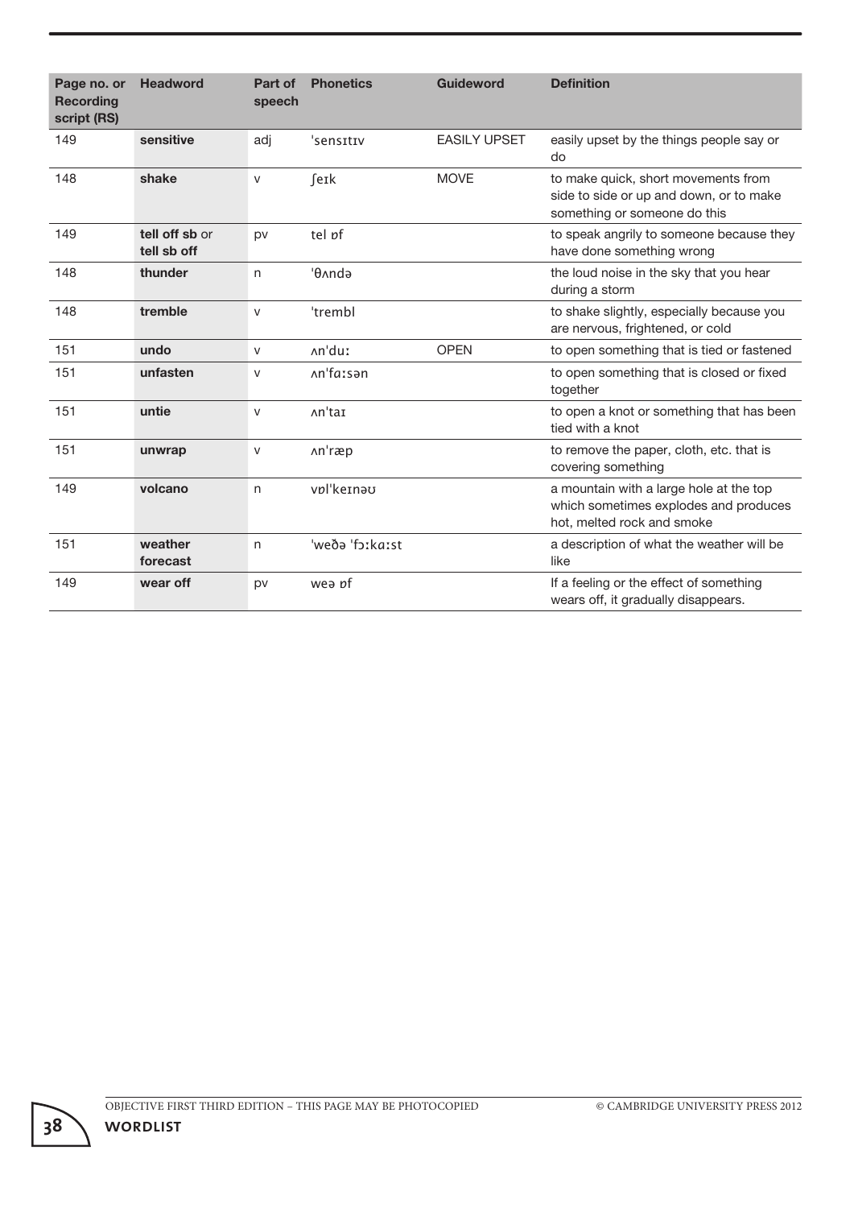| Page no. or Recording script (RS) | Headword | Part of speech | Phonetics | Guideword | Definition |
|---|---|---|---|---|---|
| 149 | **sensitive** | adj | ˈsensɪtɪv | EASILY UPSET | easily upset by the things people say or do |
| 148 | **shake** | v | ʃeɪk | MOVE | to make quick, short movements from side to side or up and down, or to make something or someone do this |
| 149 | **tell off sb** or **tell sb off** | pv | tel ɒf | | to speak angrily to someone because they have done something wrong |
| 148 | **thunder** | n | ˈθʌndə | | the loud noise in the sky that you hear during a storm |
| 148 | **tremble** | v | ˈtrembl | | to shake slightly, especially because you are nervous, frightened, or cold |
| 151 | **undo** | v | ʌnˈduː | OPEN | to open something that is tied or fastened |
| 151 | **unfasten** | v | ʌnˈfɑːsən | | to open something that is closed or fixed together |
| 151 | **untie** | v | ʌnˈtaɪ | | to open a knot or something that has been tied with a knot |
| 151 | **unwrap** | v | ʌnˈræp | | to remove the paper, cloth, etc. that is covering something |
| 149 | **volcano** | n | vɒlˈkeɪnəʊ | | a mountain with a large hole at the top which sometimes explodes and produces hot, melted rock and smoke |
| 151 | **weather forecast** | n | ˈweðə ˈfɔːkɑːst | | a description of what the weather will be like |
| 149 | **wear off** | pv | weə ɒf | | If a feeling or the effect of something wears off, it gradually disappears. |

OBJECTIVE FIRST THIRD EDITION – THIS PAGE MAY BE PHOTOCOPIED © CAMBRIDGE UNIVERSITY PRESS 2012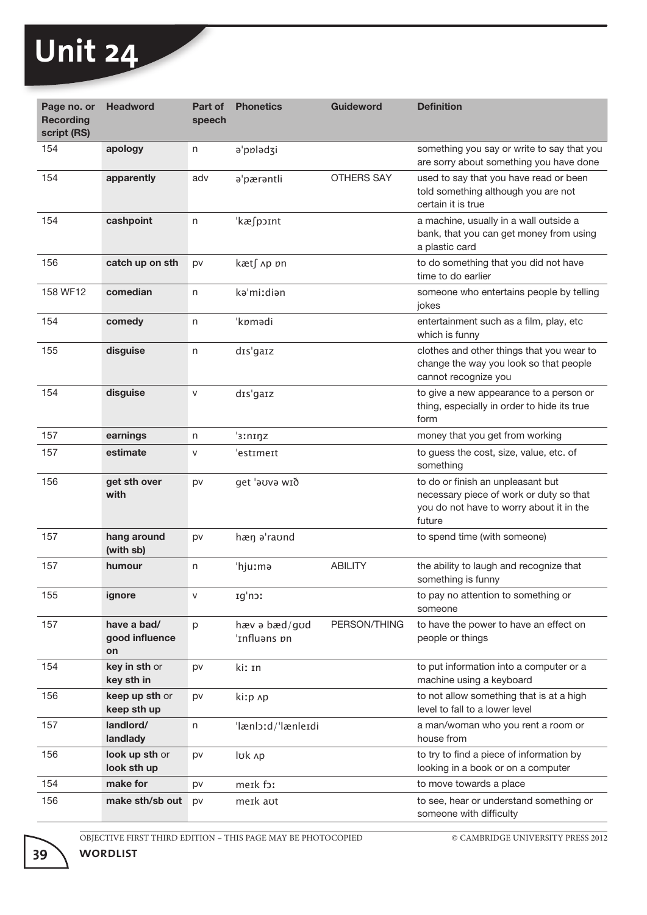# Unit 24

| Page no. or Recording script (RS) | Headword | Part of speech | Phonetics | Guideword | Definition |
|---|---|---|---|---|---|
| 154 | **apology** | n | ə'pɒlədʒi | | something you say or write to say that you are sorry about something you have done |
| 154 | **apparently** | adv | ə'pærəntli | OTHERS SAY | used to say that you have read or been told something although you are not certain it is true |
| 154 | **cashpoint** | n | 'kæʃpɔɪnt | | a machine, usually in a wall outside a bank, that you can get money from using a plastic card |
| 156 | **catch up on sth** | pv | kætʃ ʌp ɒn | | to do something that you did not have time to do earlier |
| 158 WF12 | **comedian** | n | kə'miːdiən | | someone who entertains people by telling jokes |
| 154 | **comedy** | n | 'kɒmədi | | entertainment such as a film, play, etc which is funny |
| 155 | **disguise** | n | dɪs'gaɪz | | clothes and other things that you wear to change the way you look so that people cannot recognize you |
| 154 | **disguise** | v | dɪs'gaɪz | | to give a new appearance to a person or thing, especially in order to hide its true form |
| 157 | **earnings** | n | 'ɜːnɪŋz | | money that you get from working |
| 157 | **estimate** | v | 'estɪmeɪt | | to guess the cost, size, value, etc. of something |
| 156 | **get sth over with** | pv | get 'əʊvə wɪð | | to do or finish an unpleasant but necessary piece of work or duty so that you do not have to worry about it in the future |
| 157 | **hang around (with sb)** | pv | hæŋ ə'raʊnd | | to spend time (with someone) |
| 157 | **humour** | n | 'hjuːmə | ABILITY | the ability to laugh and recognize that something is funny |
| 155 | **ignore** | v | ɪg'nɔː | | to pay no attention to something or someone |
| 157 | **have a bad/ good influence on** | p | hæv ə bæd/gʊd 'ɪnfluəns ɒn | PERSON/THING | to have the power to have an effect on people or things |
| 154 | **key in sth** or **key sth in** | pv | kiː ɪn | | to put information into a computer or a machine using a keyboard |
| 156 | **keep up sth** or **keep sth up** | pv | kiːp ʌp | | to not allow something that is at a high level to fall to a lower level |
| 157 | **landlord/ landlady** | n | 'lænlɔːd/'lænleɪdi | | a man/woman who you rent a room or house from |
| 156 | **look up sth** or **look sth up** | pv | lʊk ʌp | | to try to find a piece of information by looking in a book or on a computer |
| 154 | **make for** | pv | meɪk fɔː | | to move towards a place |
| 156 | **make sth/sb out** | pv | meɪk aʊt | | to see, hear or understand something or someone with difficulty |

OBJECTIVE FIRST THIRD EDITION – THIS PAGE MAY BE PHOTOCOPIED © CAMBRIDGE UNIVERSITY PRESS 2012

**WORDLIST**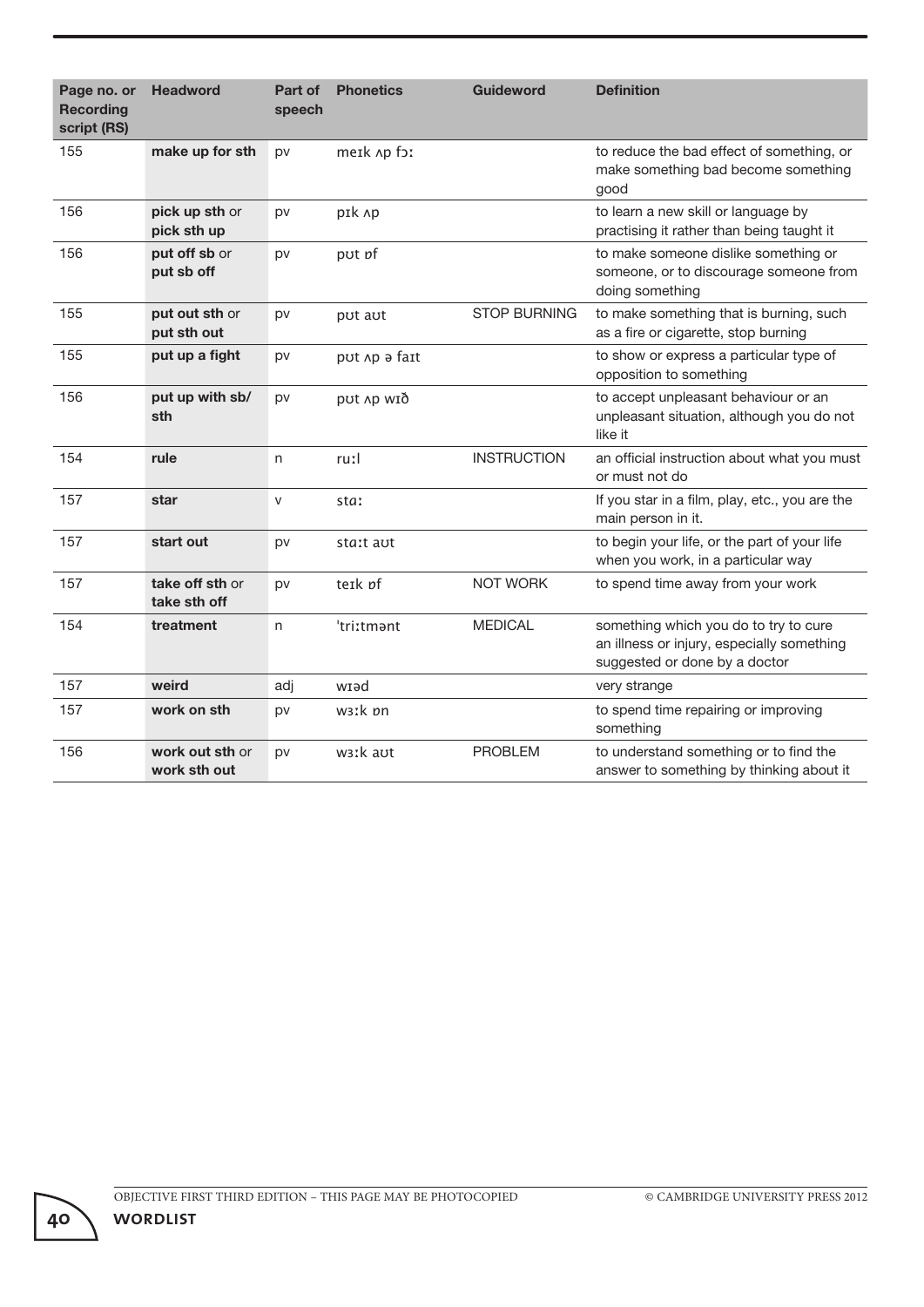| Page no. or Recording script (RS) | Headword | Part of speech | Phonetics | Guideword | Definition |
|---|---|---|---|---|---|
| 155 | **make up for sth** | pv | meɪk ʌp fɔː | | to reduce the bad effect of something, or make something bad become something good |
| 156 | **pick up sth** or **pick sth up** | pv | pɪk ʌp | | to learn a new skill or language by practising it rather than being taught it |
| 156 | **put off sb** or **put sb off** | pv | pʊt ɒf | | to make someone dislike something or someone, or to discourage someone from doing something |
| 155 | **put out sth** or **put sth out** | pv | pʊt aʊt | STOP BURNING | to make something that is burning, such as a fire or cigarette, stop burning |
| 155 | **put up a fight** | pv | pʊt ʌp ə faɪt | | to show or express a particular type of opposition to something |
| 156 | **put up with sb/sth** | pv | pʊt ʌp wɪð | | to accept unpleasant behaviour or an unpleasant situation, although you do not like it |
| 154 | **rule** | n | ruːl | INSTRUCTION | an official instruction about what you must or must not do |
| 157 | **star** | v | stɑː | | If you star in a film, play, etc., you are the main person in it. |
| 157 | **start out** | pv | stɑːt aʊt | | to begin your life, or the part of your life when you work, in a particular way |
| 157 | **take off sth** or **take sth off** | pv | teɪk ɒf | NOT WORK | to spend time away from your work |
| 154 | **treatment** | n | ˈtriːtmənt | MEDICAL | something which you do to try to cure an illness or injury, especially something suggested or done by a doctor |
| 157 | **weird** | adj | wɪəd | | very strange |
| 157 | **work on sth** | pv | wɜːk ɒn | | to spend time repairing or improving something |
| 156 | **work out sth** or **work sth out** | pv | wɜːk aʊt | PROBLEM | to understand something or to find the answer to something by thinking about it |